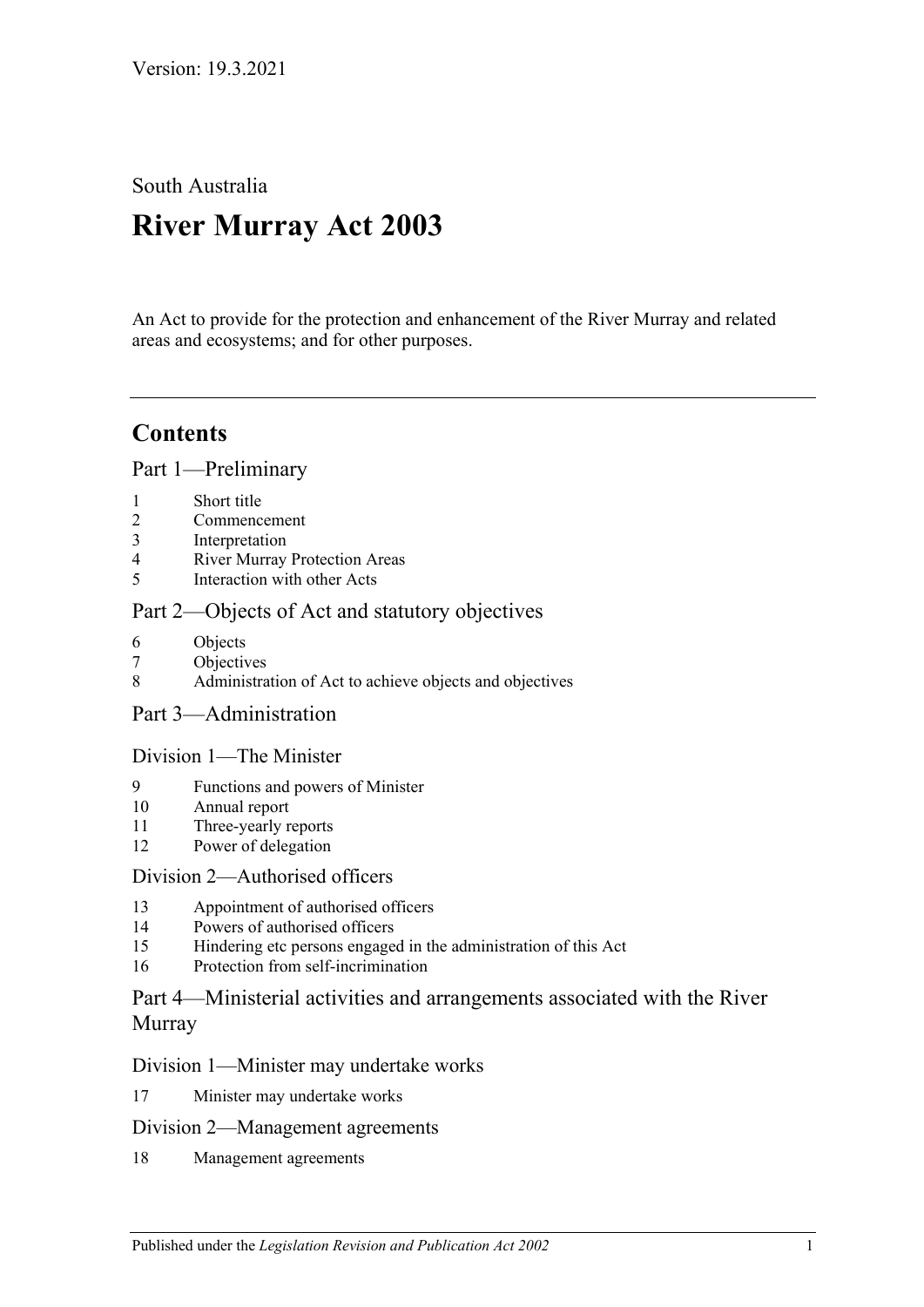Version: 19.3.2021

South Australia

# River Murray Act 2003

An Act to provide for the protection and enhancement of the River Murray and related areas and ecosystems; and for other purposes.

---

## Contents

### Part 1—Preliminary

1 Short title
2 Commencement
3 Interpretation
4 River Murray Protection Areas
5 Interaction with other Acts

### Part 2—Objects of Act and statutory objectives

6 Objects
7 Objectives
8 Administration of Act to achieve objects and objectives

### Part 3—Administration

#### Division 1—The Minister

9 Functions and powers of Minister
10 Annual report
11 Three-yearly reports
12 Power of delegation

#### Division 2—Authorised officers

13 Appointment of authorised officers
14 Powers of authorised officers
15 Hindering etc persons engaged in the administration of this Act
16 Protection from self-incrimination

### Part 4—Ministerial activities and arrangements associated with the River Murray

#### Division 1—Minister may undertake works

17 Minister may undertake works

#### Division 2—Management agreements

18 Management agreements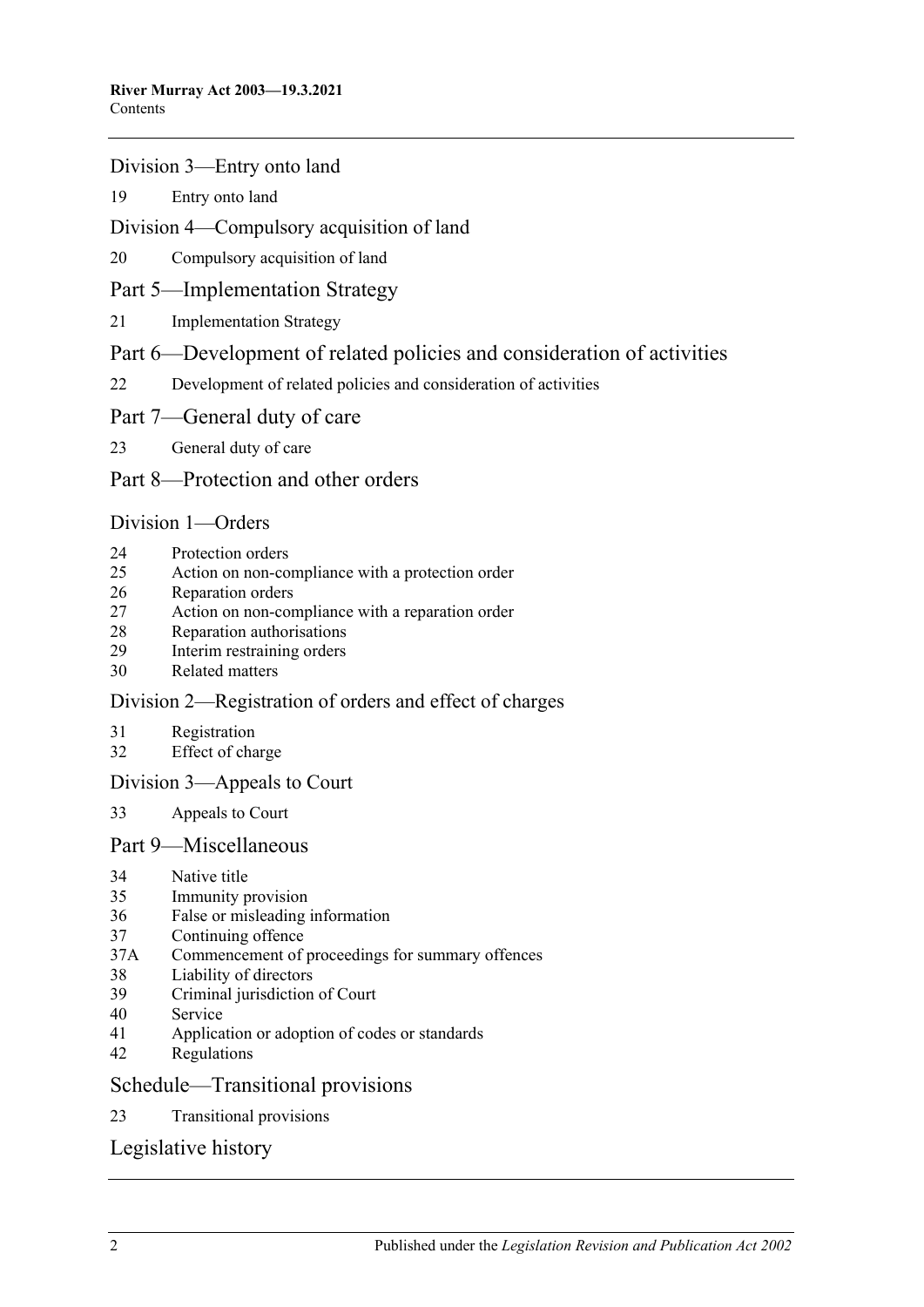Division 3—Entry onto land

19 Entry onto land

Division 4—Compulsory acquisition of land

20 Compulsory acquisition of land

Part 5—Implementation Strategy

21 Implementation Strategy

Part 6—Development of related policies and consideration of activities

22 Development of related policies and consideration of activities

Part 7—General duty of care

23 General duty of care

Part 8—Protection and other orders

Division 1—Orders

24 Protection orders
25 Action on non-compliance with a protection order
26 Reparation orders
27 Action on non-compliance with a reparation order
28 Reparation authorisations
29 Interim restraining orders
30 Related matters

Division 2—Registration of orders and effect of charges

31 Registration
32 Effect of charge

Division 3—Appeals to Court

33 Appeals to Court

Part 9—Miscellaneous

34 Native title
35 Immunity provision
36 False or misleading information
37 Continuing offence
37A Commencement of proceedings for summary offences
38 Liability of directors
39 Criminal jurisdiction of Court
40 Service
41 Application or adoption of codes or standards
42 Regulations

Schedule—Transitional provisions

23 Transitional provisions

Legislative history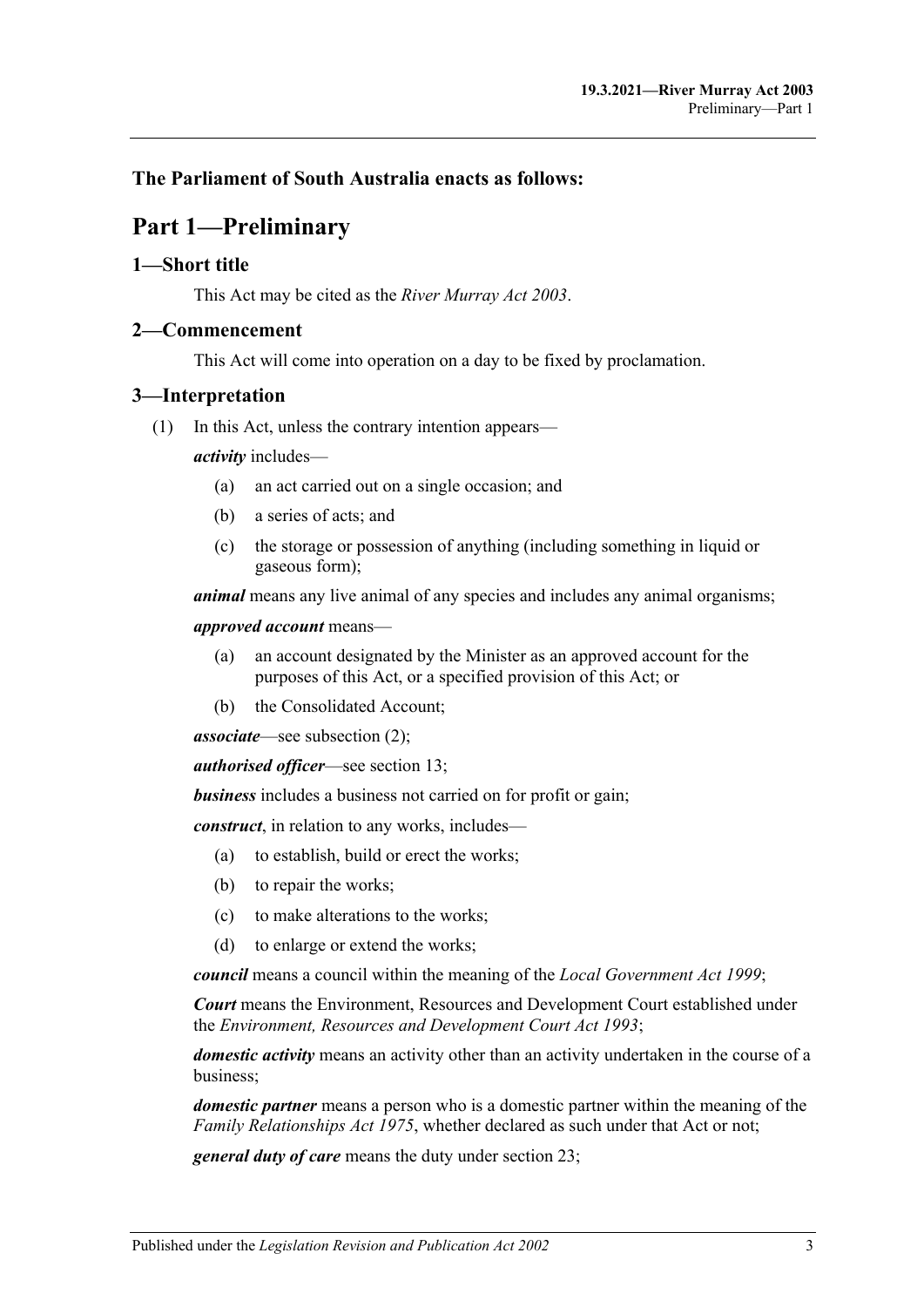**The Parliament of South Australia enacts as follows:**

# Part 1—Preliminary

## 1—Short title

This Act may be cited as the *River Murray Act 2003*.

## 2—Commencement

This Act will come into operation on a day to be fixed by proclamation.

## 3—Interpretation

(1) In this Act, unless the contrary intention appears—

***activity*** includes—

- (a) an act carried out on a single occasion; and
- (b) a series of acts; and
- (c) the storage or possession of anything (including something in liquid or gaseous form);

***animal*** means any live animal of any species and includes any animal organisms;

***approved account*** means—

- (a) an account designated by the Minister as an approved account for the purposes of this Act, or a specified provision of this Act; or
- (b) the Consolidated Account;

***associate***—see subsection (2);

***authorised officer***—see section 13;

***business*** includes a business not carried on for profit or gain;

***construct***, in relation to any works, includes—

- (a) to establish, build or erect the works;
- (b) to repair the works;
- (c) to make alterations to the works;
- (d) to enlarge or extend the works;

***council*** means a council within the meaning of the *Local Government Act 1999*;

***Court*** means the Environment, Resources and Development Court established under the *Environment, Resources and Development Court Act 1993*;

***domestic activity*** means an activity other than an activity undertaken in the course of a business;

***domestic partner*** means a person who is a domestic partner within the meaning of the *Family Relationships Act 1975*, whether declared as such under that Act or not;

***general duty of care*** means the duty under section 23;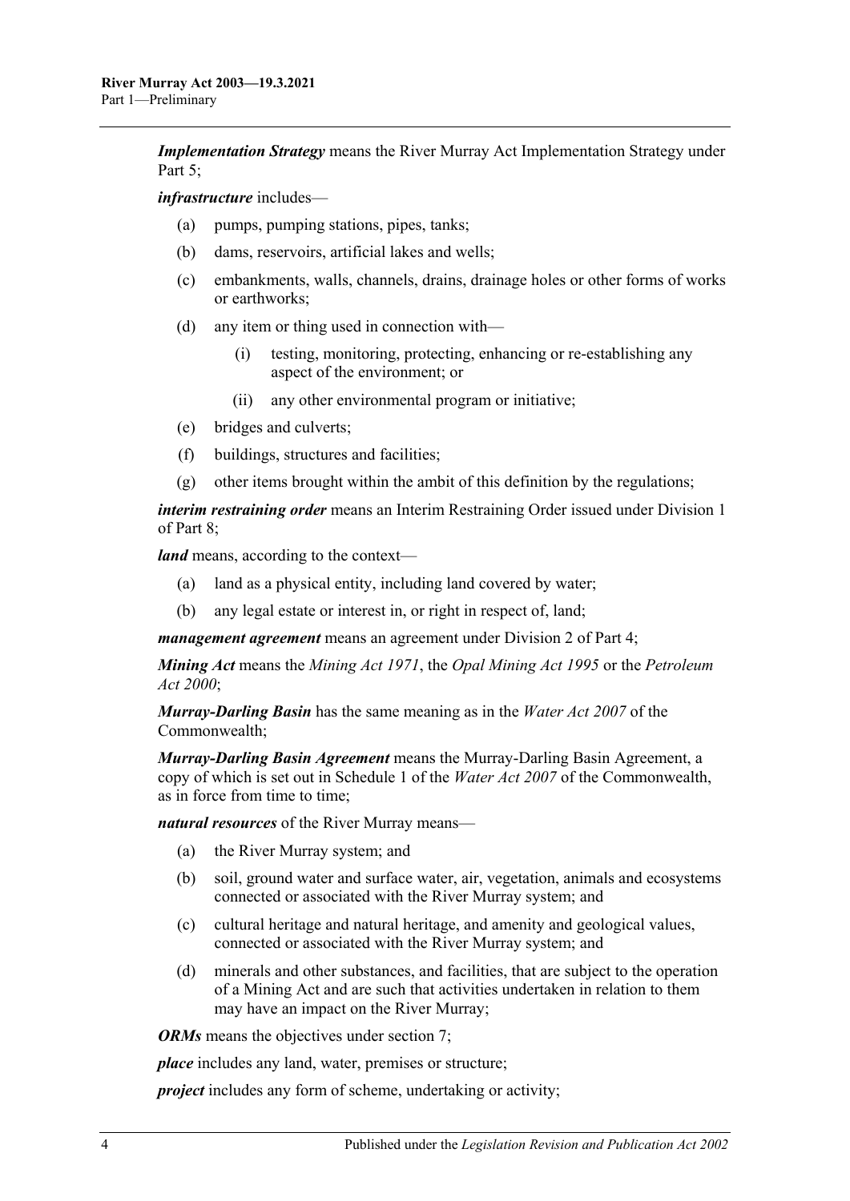***Implementation Strategy*** means the River Murray Act Implementation Strategy under Part 5;

***infrastructure*** includes—

- (a) pumps, pumping stations, pipes, tanks;
- (b) dams, reservoirs, artificial lakes and wells;
- (c) embankments, walls, channels, drains, drainage holes or other forms of works or earthworks;
- (d) any item or thing used in connection with—
  - (i) testing, monitoring, protecting, enhancing or re-establishing any aspect of the environment; or
  - (ii) any other environmental program or initiative;
- (e) bridges and culverts;
- (f) buildings, structures and facilities;
- (g) other items brought within the ambit of this definition by the regulations;

***interim restraining order*** means an Interim Restraining Order issued under Division 1 of Part 8;

***land*** means, according to the context—

- (a) land as a physical entity, including land covered by water;
- (b) any legal estate or interest in, or right in respect of, land;

***management agreement*** means an agreement under Division 2 of Part 4;

***Mining Act*** means the *Mining Act 1971*, the *Opal Mining Act 1995* or the *Petroleum Act 2000*;

***Murray-Darling Basin*** has the same meaning as in the *Water Act 2007* of the Commonwealth;

***Murray-Darling Basin Agreement*** means the Murray-Darling Basin Agreement, a copy of which is set out in Schedule 1 of the *Water Act 2007* of the Commonwealth, as in force from time to time;

***natural resources*** of the River Murray means—

- (a) the River Murray system; and
- (b) soil, ground water and surface water, air, vegetation, animals and ecosystems connected or associated with the River Murray system; and
- (c) cultural heritage and natural heritage, and amenity and geological values, connected or associated with the River Murray system; and
- (d) minerals and other substances, and facilities, that are subject to the operation of a Mining Act and are such that activities undertaken in relation to them may have an impact on the River Murray;

***ORMs*** means the objectives under section 7;

***place*** includes any land, water, premises or structure;

***project*** includes any form of scheme, undertaking or activity;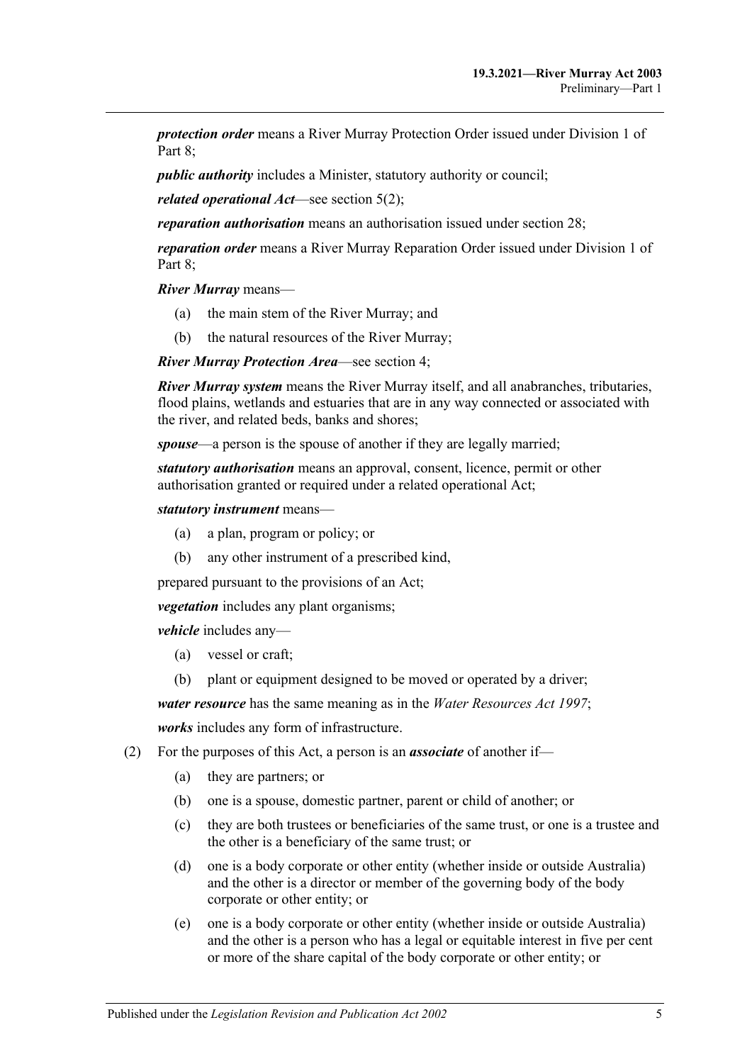***protection order*** means a River Murray Protection Order issued under Division 1 of Part 8;

***public authority*** includes a Minister, statutory authority or council;

***related operational Act***—see section 5(2);

***reparation authorisation*** means an authorisation issued under section 28;

***reparation order*** means a River Murray Reparation Order issued under Division 1 of Part 8;

***River Murray*** means—

(a) the main stem of the River Murray; and

(b) the natural resources of the River Murray;

***River Murray Protection Area***—see section 4;

***River Murray system*** means the River Murray itself, and all anabranches, tributaries, flood plains, wetlands and estuaries that are in any way connected or associated with the river, and related beds, banks and shores;

***spouse***—a person is the spouse of another if they are legally married;

***statutory authorisation*** means an approval, consent, licence, permit or other authorisation granted or required under a related operational Act;

***statutory instrument*** means—

(a) a plan, program or policy; or

(b) any other instrument of a prescribed kind,

prepared pursuant to the provisions of an Act;

***vegetation*** includes any plant organisms;

***vehicle*** includes any—

(a) vessel or craft;

(b) plant or equipment designed to be moved or operated by a driver;

***water resource*** has the same meaning as in the *Water Resources Act 1997*;

***works*** includes any form of infrastructure.

(2) For the purposes of this Act, a person is an ***associate*** of another if—

(a) they are partners; or

(b) one is a spouse, domestic partner, parent or child of another; or

(c) they are both trustees or beneficiaries of the same trust, or one is a trustee and the other is a beneficiary of the same trust; or

(d) one is a body corporate or other entity (whether inside or outside Australia) and the other is a director or member of the governing body of the body corporate or other entity; or

(e) one is a body corporate or other entity (whether inside or outside Australia) and the other is a person who has a legal or equitable interest in five per cent or more of the share capital of the body corporate or other entity; or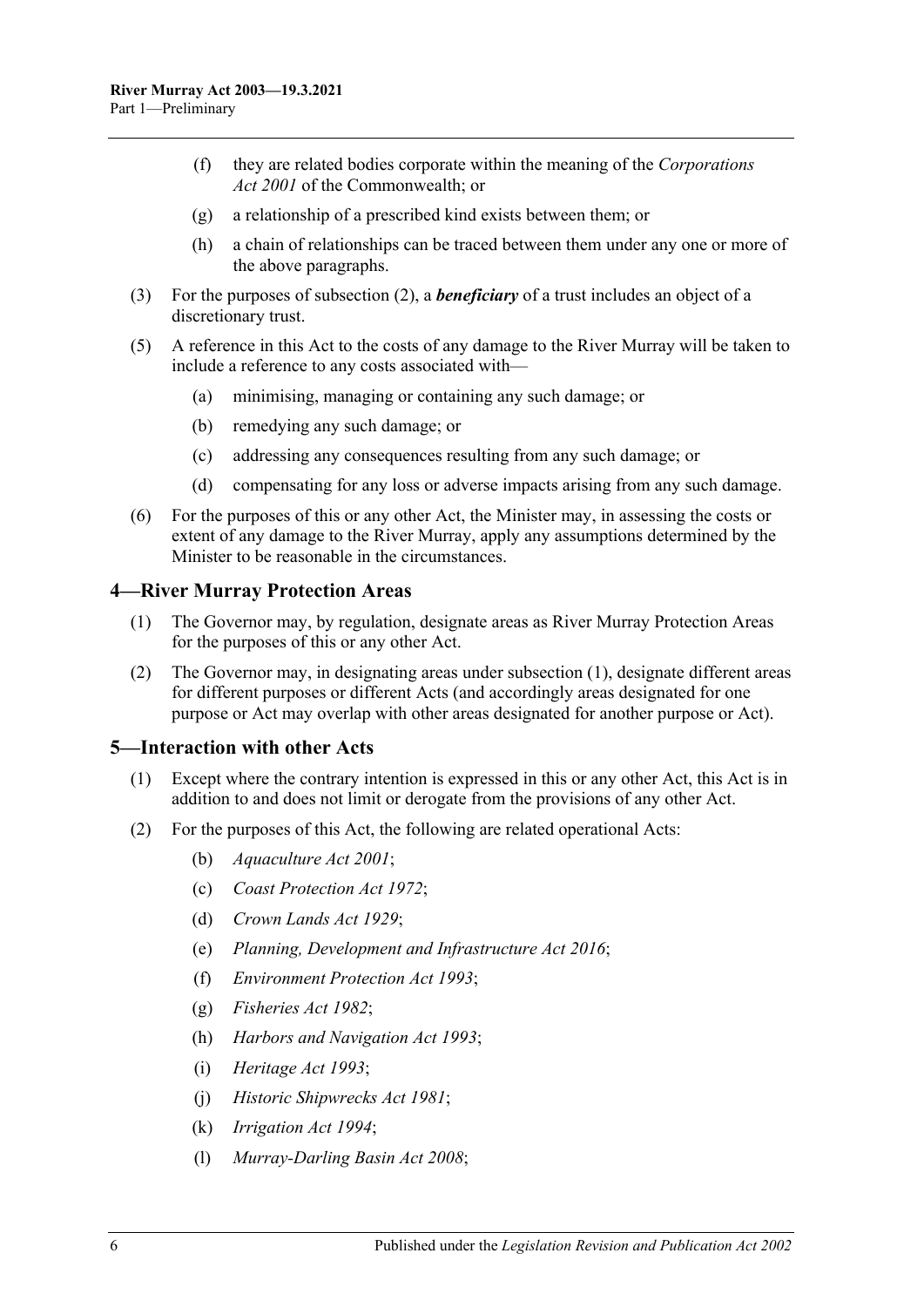(f) they are related bodies corporate within the meaning of the *Corporations Act 2001* of the Commonwealth; or

(g) a relationship of a prescribed kind exists between them; or

(h) a chain of relationships can be traced between them under any one or more of the above paragraphs.

(3) For the purposes of subsection (2), a ***beneficiary*** of a trust includes an object of a discretionary trust.

(5) A reference in this Act to the costs of any damage to the River Murray will be taken to include a reference to any costs associated with—

(a) minimising, managing or containing any such damage; or

(b) remedying any such damage; or

(c) addressing any consequences resulting from any such damage; or

(d) compensating for any loss or adverse impacts arising from any such damage.

(6) For the purposes of this or any other Act, the Minister may, in assessing the costs or extent of any damage to the River Murray, apply any assumptions determined by the Minister to be reasonable in the circumstances.

## 4—River Murray Protection Areas

(1) The Governor may, by regulation, designate areas as River Murray Protection Areas for the purposes of this or any other Act.

(2) The Governor may, in designating areas under subsection (1), designate different areas for different purposes or different Acts (and accordingly areas designated for one purpose or Act may overlap with other areas designated for another purpose or Act).

## 5—Interaction with other Acts

(1) Except where the contrary intention is expressed in this or any other Act, this Act is in addition to and does not limit or derogate from the provisions of any other Act.

(2) For the purposes of this Act, the following are related operational Acts:

(b) *Aquaculture Act 2001*;

(c) *Coast Protection Act 1972*;

(d) *Crown Lands Act 1929*;

(e) *Planning, Development and Infrastructure Act 2016*;

(f) *Environment Protection Act 1993*;

(g) *Fisheries Act 1982*;

(h) *Harbors and Navigation Act 1993*;

(i) *Heritage Act 1993*;

(j) *Historic Shipwrecks Act 1981*;

(k) *Irrigation Act 1994*;

(l) *Murray-Darling Basin Act 2008*;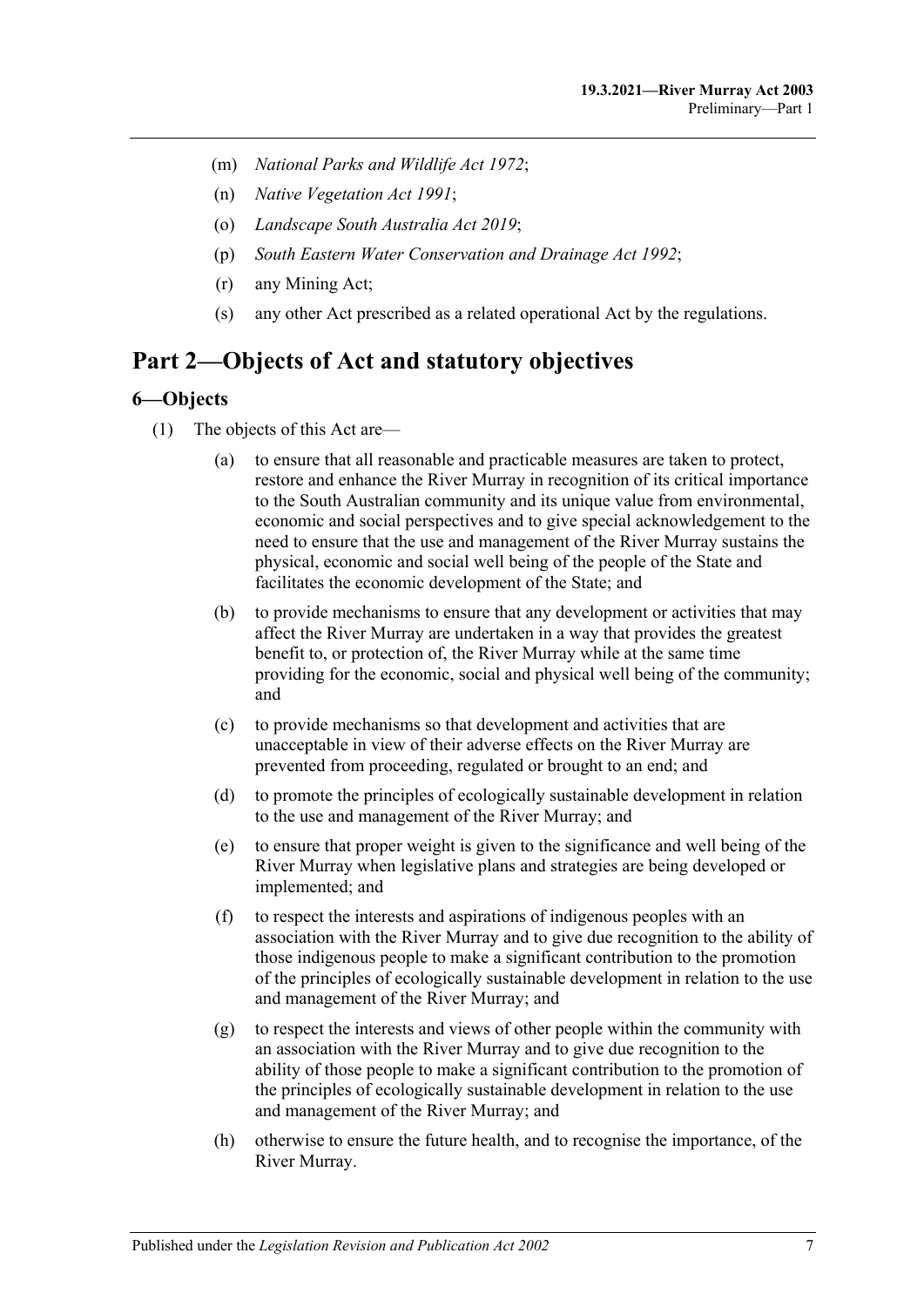(m) *National Parks and Wildlife Act 1972*;

(n) *Native Vegetation Act 1991*;

(o) *Landscape South Australia Act 2019*;

(p) *South Eastern Water Conservation and Drainage Act 1992*;

(r) any Mining Act;

(s) any other Act prescribed as a related operational Act by the regulations.

# Part 2—Objects of Act and statutory objectives

## 6—Objects

(1) The objects of this Act are—

(a) to ensure that all reasonable and practicable measures are taken to protect, restore and enhance the River Murray in recognition of its critical importance to the South Australian community and its unique value from environmental, economic and social perspectives and to give special acknowledgement to the need to ensure that the use and management of the River Murray sustains the physical, economic and social well being of the people of the State and facilitates the economic development of the State; and

(b) to provide mechanisms to ensure that any development or activities that may affect the River Murray are undertaken in a way that provides the greatest benefit to, or protection of, the River Murray while at the same time providing for the economic, social and physical well being of the community; and

(c) to provide mechanisms so that development and activities that are unacceptable in view of their adverse effects on the River Murray are prevented from proceeding, regulated or brought to an end; and

(d) to promote the principles of ecologically sustainable development in relation to the use and management of the River Murray; and

(e) to ensure that proper weight is given to the significance and well being of the River Murray when legislative plans and strategies are being developed or implemented; and

(f) to respect the interests and aspirations of indigenous peoples with an association with the River Murray and to give due recognition to the ability of those indigenous people to make a significant contribution to the promotion of the principles of ecologically sustainable development in relation to the use and management of the River Murray; and

(g) to respect the interests and views of other people within the community with an association with the River Murray and to give due recognition to the ability of those people to make a significant contribution to the promotion of the principles of ecologically sustainable development in relation to the use and management of the River Murray; and

(h) otherwise to ensure the future health, and to recognise the importance, of the River Murray.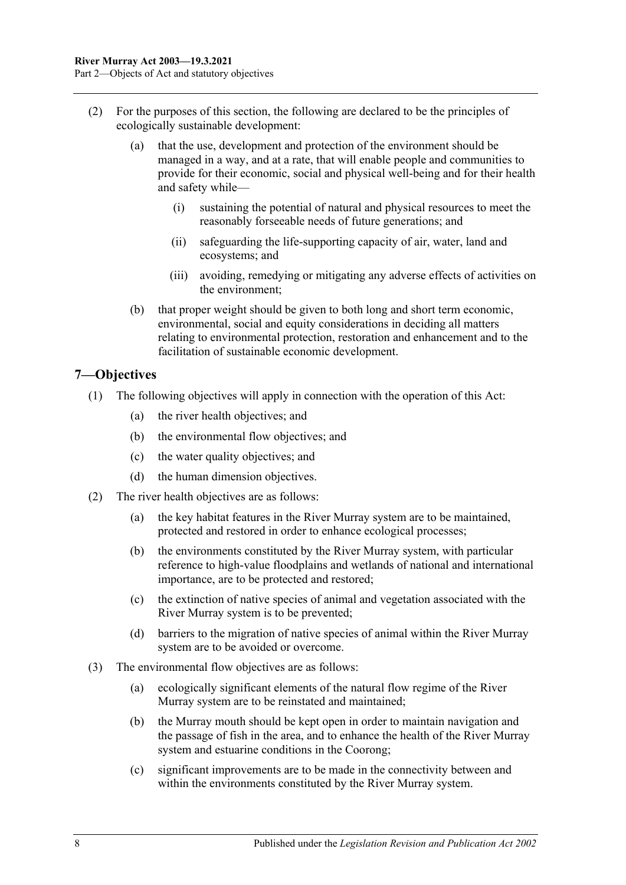(2) For the purposes of this section, the following are declared to be the principles of ecologically sustainable development:

(a) that the use, development and protection of the environment should be managed in a way, and at a rate, that will enable people and communities to provide for their economic, social and physical well-being and for their health and safety while—

(i) sustaining the potential of natural and physical resources to meet the reasonably forseeable needs of future generations; and

(ii) safeguarding the life-supporting capacity of air, water, land and ecosystems; and

(iii) avoiding, remedying or mitigating any adverse effects of activities on the environment;

(b) that proper weight should be given to both long and short term economic, environmental, social and equity considerations in deciding all matters relating to environmental protection, restoration and enhancement and to the facilitation of sustainable economic development.

## 7—Objectives

(1) The following objectives will apply in connection with the operation of this Act:

(a) the river health objectives; and

(b) the environmental flow objectives; and

(c) the water quality objectives; and

(d) the human dimension objectives.

(2) The river health objectives are as follows:

(a) the key habitat features in the River Murray system are to be maintained, protected and restored in order to enhance ecological processes;

(b) the environments constituted by the River Murray system, with particular reference to high-value floodplains and wetlands of national and international importance, are to be protected and restored;

(c) the extinction of native species of animal and vegetation associated with the River Murray system is to be prevented;

(d) barriers to the migration of native species of animal within the River Murray system are to be avoided or overcome.

(3) The environmental flow objectives are as follows:

(a) ecologically significant elements of the natural flow regime of the River Murray system are to be reinstated and maintained;

(b) the Murray mouth should be kept open in order to maintain navigation and the passage of fish in the area, and to enhance the health of the River Murray system and estuarine conditions in the Coorong;

(c) significant improvements are to be made in the connectivity between and within the environments constituted by the River Murray system.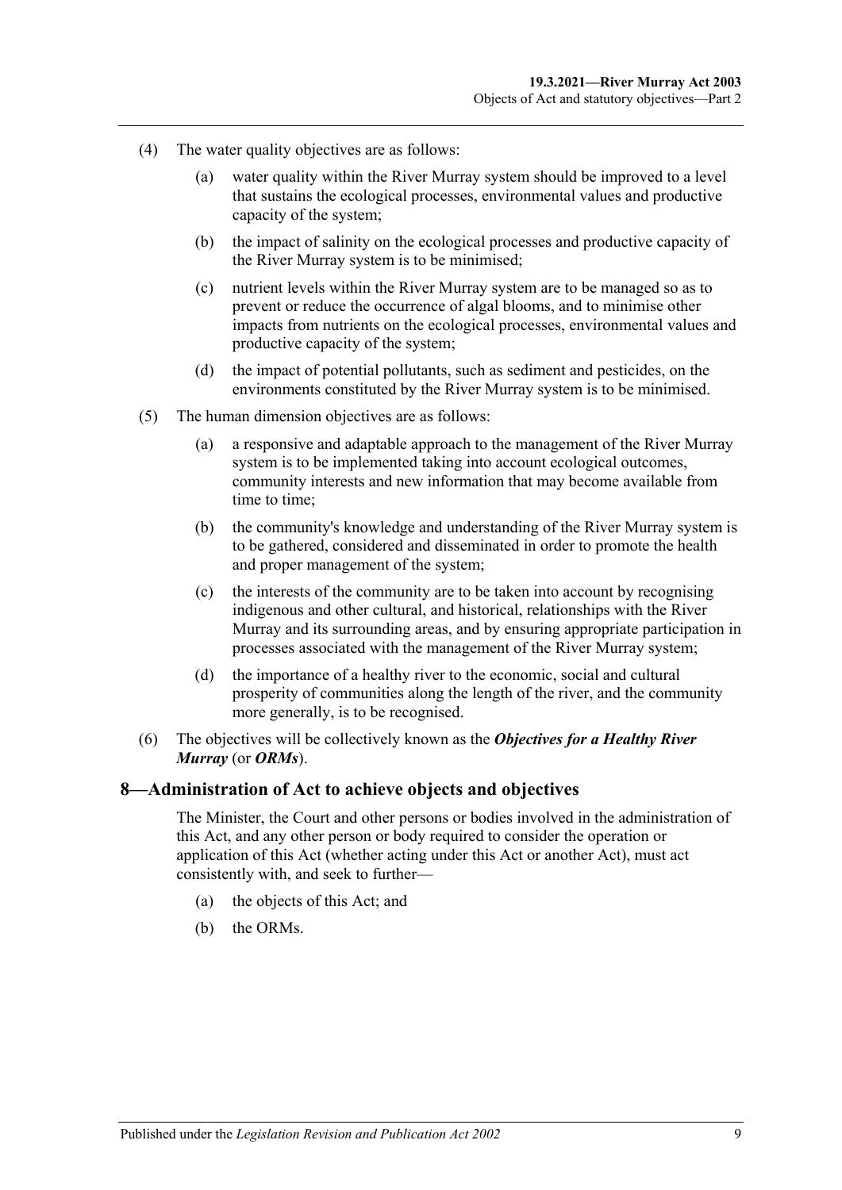(4) The water quality objectives are as follows:

(a) water quality within the River Murray system should be improved to a level that sustains the ecological processes, environmental values and productive capacity of the system;

(b) the impact of salinity on the ecological processes and productive capacity of the River Murray system is to be minimised;

(c) nutrient levels within the River Murray system are to be managed so as to prevent or reduce the occurrence of algal blooms, and to minimise other impacts from nutrients on the ecological processes, environmental values and productive capacity of the system;

(d) the impact of potential pollutants, such as sediment and pesticides, on the environments constituted by the River Murray system is to be minimised.

(5) The human dimension objectives are as follows:

(a) a responsive and adaptable approach to the management of the River Murray system is to be implemented taking into account ecological outcomes, community interests and new information that may become available from time to time;

(b) the community's knowledge and understanding of the River Murray system is to be gathered, considered and disseminated in order to promote the health and proper management of the system;

(c) the interests of the community are to be taken into account by recognising indigenous and other cultural, and historical, relationships with the River Murray and its surrounding areas, and by ensuring appropriate participation in processes associated with the management of the River Murray system;

(d) the importance of a healthy river to the economic, social and cultural prosperity of communities along the length of the river, and the community more generally, is to be recognised.

(6) The objectives will be collectively known as the ***Objectives for a Healthy River Murray*** (or ***ORMs***).

## 8—Administration of Act to achieve objects and objectives

The Minister, the Court and other persons or bodies involved in the administration of this Act, and any other person or body required to consider the operation or application of this Act (whether acting under this Act or another Act), must act consistently with, and seek to further—

(a) the objects of this Act; and

(b) the ORMs.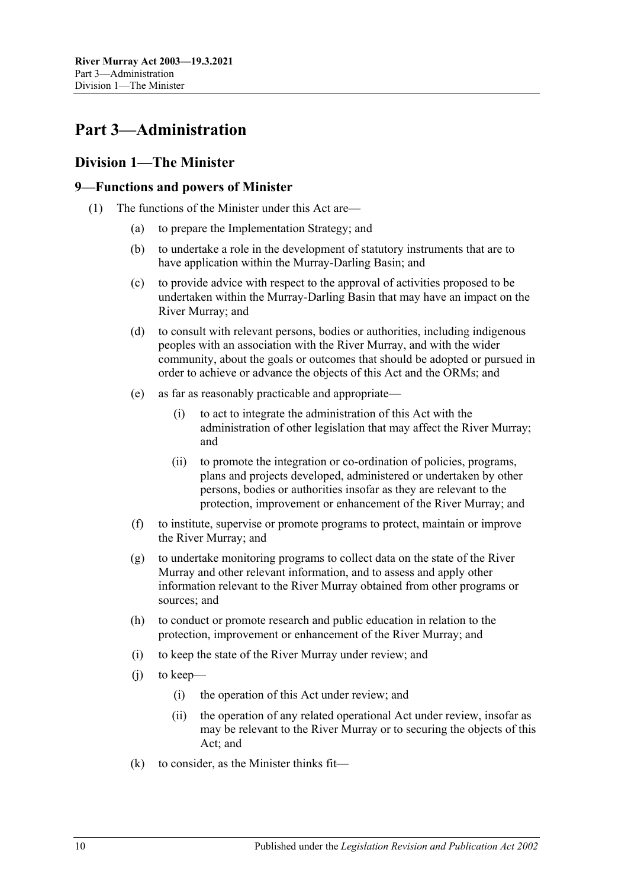# Part 3—Administration

## Division 1—The Minister

### 9—Functions and powers of Minister

(1) The functions of the Minister under this Act are—

- (a) to prepare the Implementation Strategy; and
- (b) to undertake a role in the development of statutory instruments that are to have application within the Murray-Darling Basin; and
- (c) to provide advice with respect to the approval of activities proposed to be undertaken within the Murray-Darling Basin that may have an impact on the River Murray; and
- (d) to consult with relevant persons, bodies or authorities, including indigenous peoples with an association with the River Murray, and with the wider community, about the goals or outcomes that should be adopted or pursued in order to achieve or advance the objects of this Act and the ORMs; and
- (e) as far as reasonably practicable and appropriate—
  - (i) to act to integrate the administration of this Act with the administration of other legislation that may affect the River Murray; and
  - (ii) to promote the integration or co-ordination of policies, programs, plans and projects developed, administered or undertaken by other persons, bodies or authorities insofar as they are relevant to the protection, improvement or enhancement of the River Murray; and
- (f) to institute, supervise or promote programs to protect, maintain or improve the River Murray; and
- (g) to undertake monitoring programs to collect data on the state of the River Murray and other relevant information, and to assess and apply other information relevant to the River Murray obtained from other programs or sources; and
- (h) to conduct or promote research and public education in relation to the protection, improvement or enhancement of the River Murray; and
- (i) to keep the state of the River Murray under review; and
- (j) to keep—
  - (i) the operation of this Act under review; and
  - (ii) the operation of any related operational Act under review, insofar as may be relevant to the River Murray or to securing the objects of this Act; and
- (k) to consider, as the Minister thinks fit—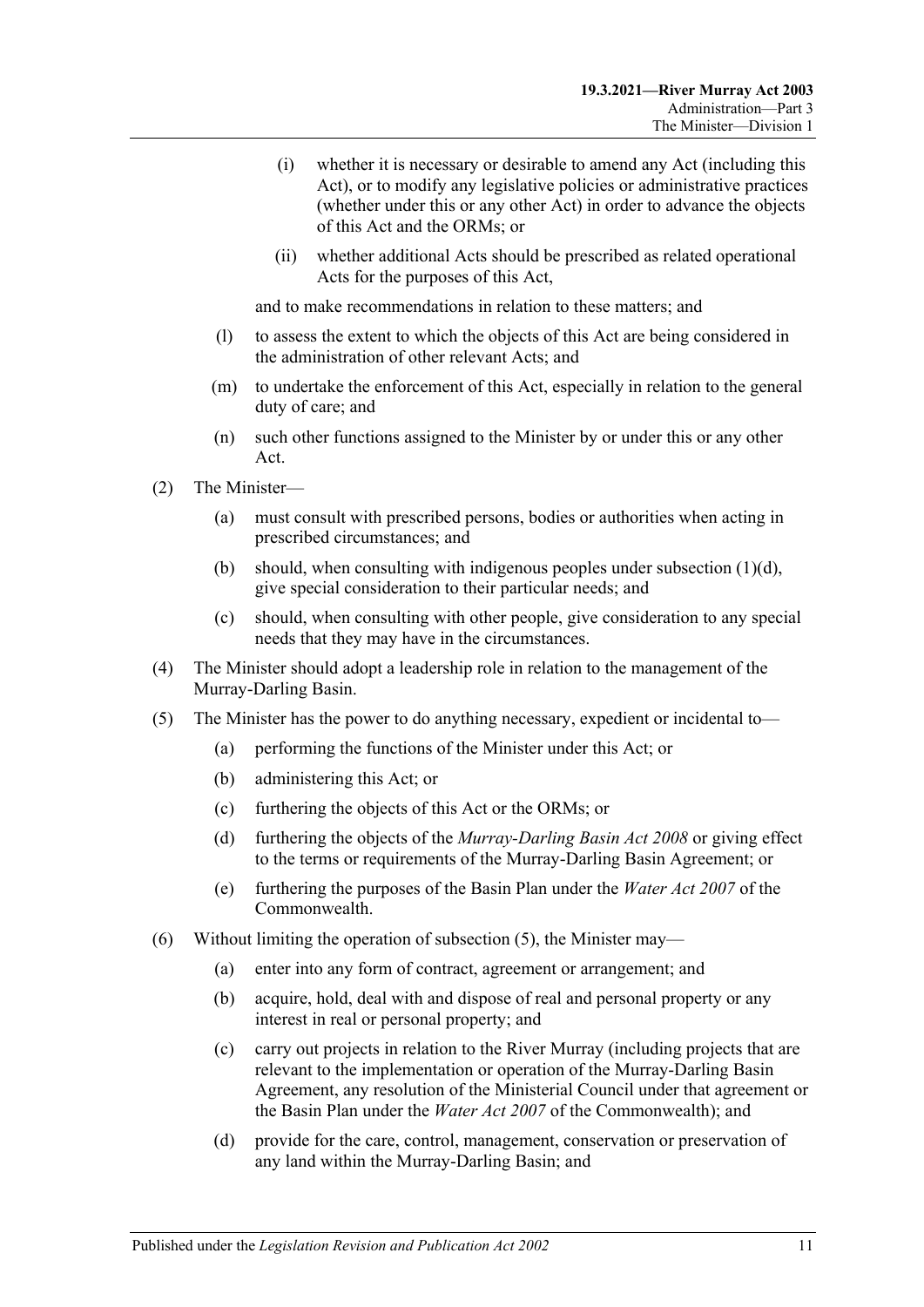(i) whether it is necessary or desirable to amend any Act (including this Act), or to modify any legislative policies or administrative practices (whether under this or any other Act) in order to advance the objects of this Act and the ORMs; or

(ii) whether additional Acts should be prescribed as related operational Acts for the purposes of this Act,

and to make recommendations in relation to these matters; and

(l) to assess the extent to which the objects of this Act are being considered in the administration of other relevant Acts; and

(m) to undertake the enforcement of this Act, especially in relation to the general duty of care; and

(n) such other functions assigned to the Minister by or under this or any other Act.

(2) The Minister—

(a) must consult with prescribed persons, bodies or authorities when acting in prescribed circumstances; and

(b) should, when consulting with indigenous peoples under subsection (1)(d), give special consideration to their particular needs; and

(c) should, when consulting with other people, give consideration to any special needs that they may have in the circumstances.

(4) The Minister should adopt a leadership role in relation to the management of the Murray-Darling Basin.

(5) The Minister has the power to do anything necessary, expedient or incidental to—

(a) performing the functions of the Minister under this Act; or

(b) administering this Act; or

(c) furthering the objects of this Act or the ORMs; or

(d) furthering the objects of the *Murray-Darling Basin Act 2008* or giving effect to the terms or requirements of the Murray-Darling Basin Agreement; or

(e) furthering the purposes of the Basin Plan under the *Water Act 2007* of the Commonwealth.

(6) Without limiting the operation of subsection (5), the Minister may—

(a) enter into any form of contract, agreement or arrangement; and

(b) acquire, hold, deal with and dispose of real and personal property or any interest in real or personal property; and

(c) carry out projects in relation to the River Murray (including projects that are relevant to the implementation or operation of the Murray-Darling Basin Agreement, any resolution of the Ministerial Council under that agreement or the Basin Plan under the *Water Act 2007* of the Commonwealth); and

(d) provide for the care, control, management, conservation or preservation of any land within the Murray-Darling Basin; and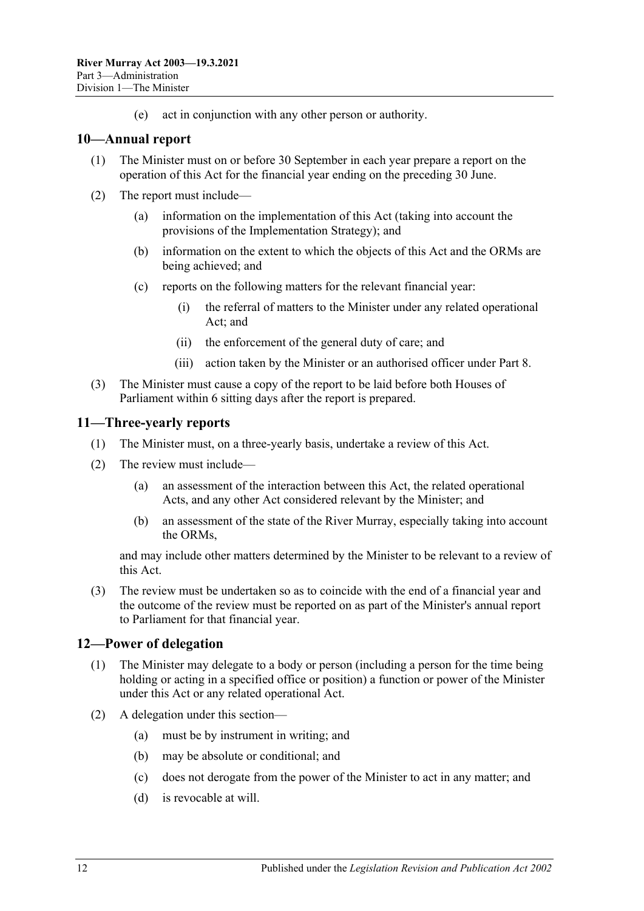(e) act in conjunction with any other person or authority.

## 10—Annual report

(1) The Minister must on or before 30 September in each year prepare a report on the operation of this Act for the financial year ending on the preceding 30 June.

(2) The report must include—

(a) information on the implementation of this Act (taking into account the provisions of the Implementation Strategy); and

(b) information on the extent to which the objects of this Act and the ORMs are being achieved; and

(c) reports on the following matters for the relevant financial year:

(i) the referral of matters to the Minister under any related operational Act; and

(ii) the enforcement of the general duty of care; and

(iii) action taken by the Minister or an authorised officer under Part 8.

(3) The Minister must cause a copy of the report to be laid before both Houses of Parliament within 6 sitting days after the report is prepared.

## 11—Three-yearly reports

(1) The Minister must, on a three-yearly basis, undertake a review of this Act.

(2) The review must include—

(a) an assessment of the interaction between this Act, the related operational Acts, and any other Act considered relevant by the Minister; and

(b) an assessment of the state of the River Murray, especially taking into account the ORMs,

and may include other matters determined by the Minister to be relevant to a review of this Act.

(3) The review must be undertaken so as to coincide with the end of a financial year and the outcome of the review must be reported on as part of the Minister's annual report to Parliament for that financial year.

## 12—Power of delegation

(1) The Minister may delegate to a body or person (including a person for the time being holding or acting in a specified office or position) a function or power of the Minister under this Act or any related operational Act.

(2) A delegation under this section—

(a) must be by instrument in writing; and

(b) may be absolute or conditional; and

(c) does not derogate from the power of the Minister to act in any matter; and

(d) is revocable at will.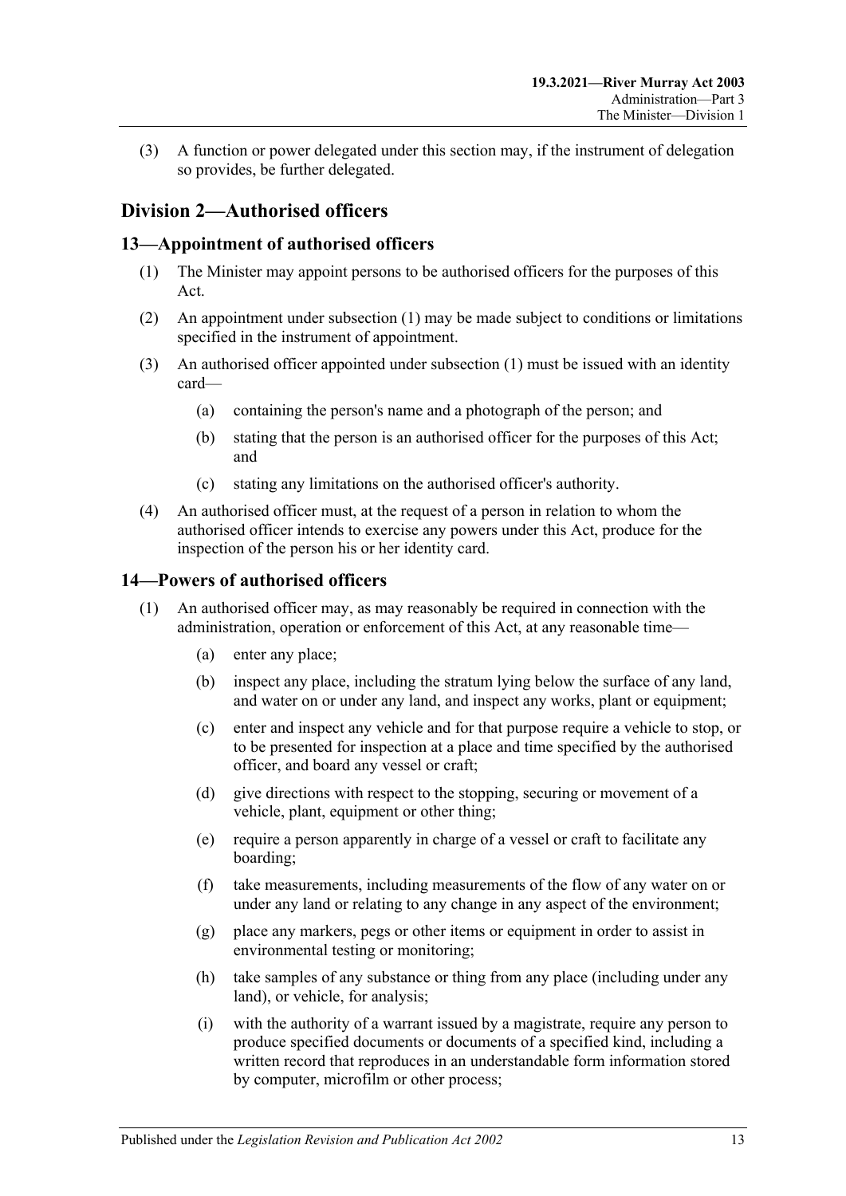(3) A function or power delegated under this section may, if the instrument of delegation so provides, be further delegated.

## Division 2—Authorised officers

### 13—Appointment of authorised officers

(1) The Minister may appoint persons to be authorised officers for the purposes of this Act.

(2) An appointment under subsection (1) may be made subject to conditions or limitations specified in the instrument of appointment.

(3) An authorised officer appointed under subsection (1) must be issued with an identity card—

- (a) containing the person's name and a photograph of the person; and
- (b) stating that the person is an authorised officer for the purposes of this Act; and
- (c) stating any limitations on the authorised officer's authority.

(4) An authorised officer must, at the request of a person in relation to whom the authorised officer intends to exercise any powers under this Act, produce for the inspection of the person his or her identity card.

### 14—Powers of authorised officers

(1) An authorised officer may, as may reasonably be required in connection with the administration, operation or enforcement of this Act, at any reasonable time—

- (a) enter any place;
- (b) inspect any place, including the stratum lying below the surface of any land, and water on or under any land, and inspect any works, plant or equipment;
- (c) enter and inspect any vehicle and for that purpose require a vehicle to stop, or to be presented for inspection at a place and time specified by the authorised officer, and board any vessel or craft;
- (d) give directions with respect to the stopping, securing or movement of a vehicle, plant, equipment or other thing;
- (e) require a person apparently in charge of a vessel or craft to facilitate any boarding;
- (f) take measurements, including measurements of the flow of any water on or under any land or relating to any change in any aspect of the environment;
- (g) place any markers, pegs or other items or equipment in order to assist in environmental testing or monitoring;
- (h) take samples of any substance or thing from any place (including under any land), or vehicle, for analysis;
- (i) with the authority of a warrant issued by a magistrate, require any person to produce specified documents or documents of a specified kind, including a written record that reproduces in an understandable form information stored by computer, microfilm or other process;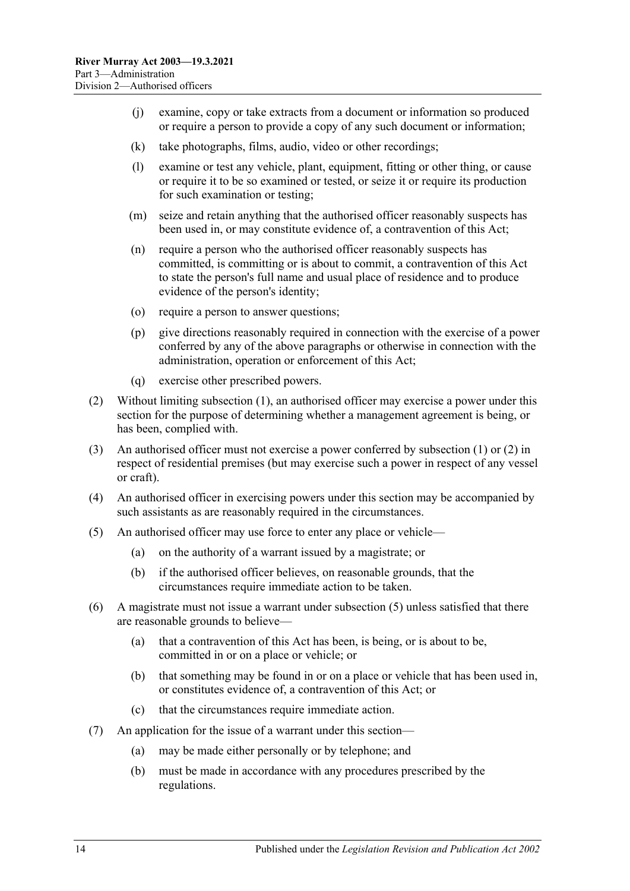(j) examine, copy or take extracts from a document or information so produced or require a person to provide a copy of any such document or information;

(k) take photographs, films, audio, video or other recordings;

(l) examine or test any vehicle, plant, equipment, fitting or other thing, or cause or require it to be so examined or tested, or seize it or require its production for such examination or testing;

(m) seize and retain anything that the authorised officer reasonably suspects has been used in, or may constitute evidence of, a contravention of this Act;

(n) require a person who the authorised officer reasonably suspects has committed, is committing or is about to commit, a contravention of this Act to state the person's full name and usual place of residence and to produce evidence of the person's identity;

(o) require a person to answer questions;

(p) give directions reasonably required in connection with the exercise of a power conferred by any of the above paragraphs or otherwise in connection with the administration, operation or enforcement of this Act;

(q) exercise other prescribed powers.

(2) Without limiting subsection (1), an authorised officer may exercise a power under this section for the purpose of determining whether a management agreement is being, or has been, complied with.

(3) An authorised officer must not exercise a power conferred by subsection (1) or (2) in respect of residential premises (but may exercise such a power in respect of any vessel or craft).

(4) An authorised officer in exercising powers under this section may be accompanied by such assistants as are reasonably required in the circumstances.

(5) An authorised officer may use force to enter any place or vehicle—

(a) on the authority of a warrant issued by a magistrate; or

(b) if the authorised officer believes, on reasonable grounds, that the circumstances require immediate action to be taken.

(6) A magistrate must not issue a warrant under subsection (5) unless satisfied that there are reasonable grounds to believe—

(a) that a contravention of this Act has been, is being, or is about to be, committed in or on a place or vehicle; or

(b) that something may be found in or on a place or vehicle that has been used in, or constitutes evidence of, a contravention of this Act; or

(c) that the circumstances require immediate action.

(7) An application for the issue of a warrant under this section—

(a) may be made either personally or by telephone; and

(b) must be made in accordance with any procedures prescribed by the regulations.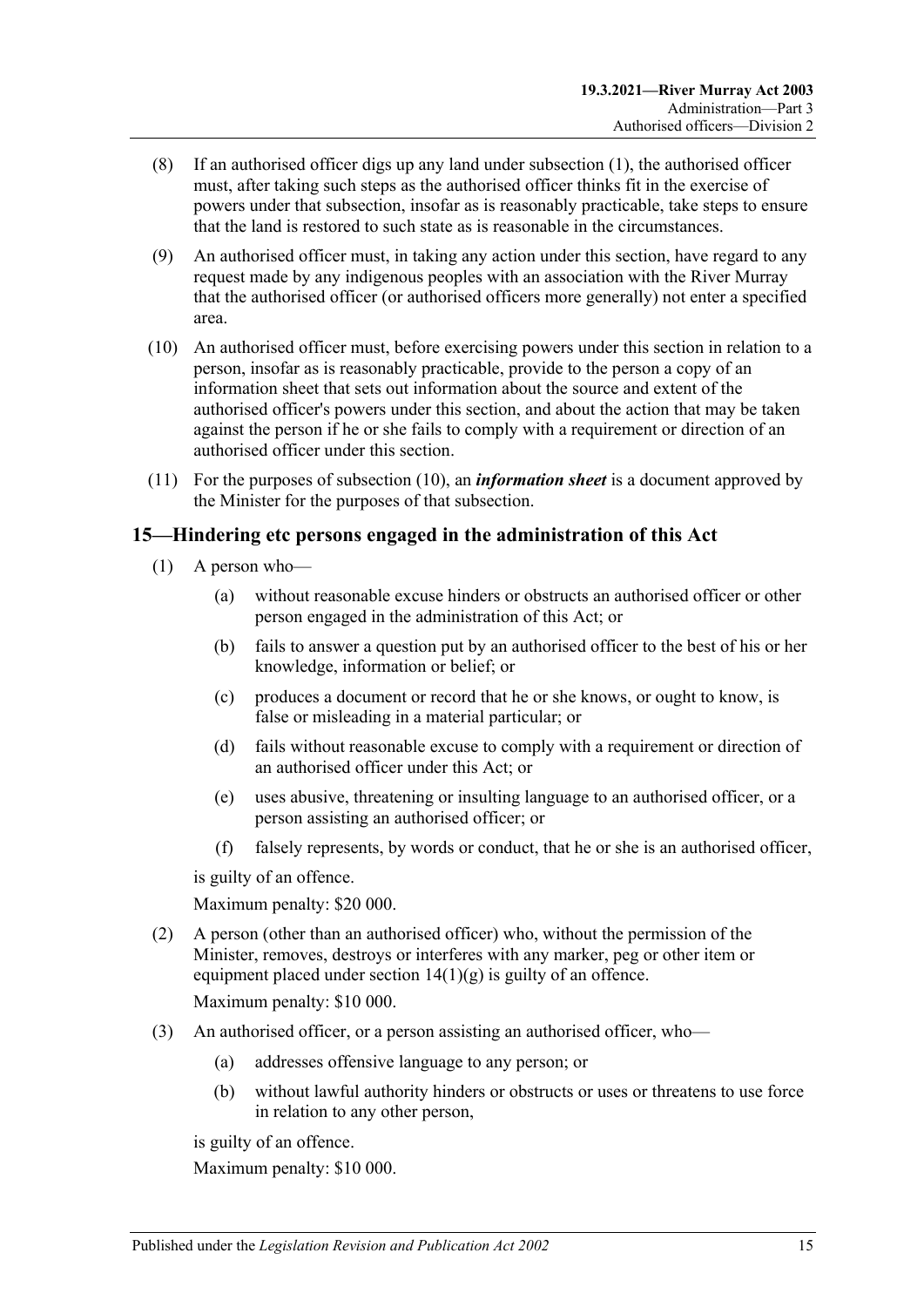(8) If an authorised officer digs up any land under subsection (1), the authorised officer must, after taking such steps as the authorised officer thinks fit in the exercise of powers under that subsection, insofar as is reasonably practicable, take steps to ensure that the land is restored to such state as is reasonable in the circumstances.

(9) An authorised officer must, in taking any action under this section, have regard to any request made by any indigenous peoples with an association with the River Murray that the authorised officer (or authorised officers more generally) not enter a specified area.

(10) An authorised officer must, before exercising powers under this section in relation to a person, insofar as is reasonably practicable, provide to the person a copy of an information sheet that sets out information about the source and extent of the authorised officer's powers under this section, and about the action that may be taken against the person if he or she fails to comply with a requirement or direction of an authorised officer under this section.

(11) For the purposes of subsection (10), an ***information sheet*** is a document approved by the Minister for the purposes of that subsection.

## 15—Hindering etc persons engaged in the administration of this Act

(1) A person who—

(a) without reasonable excuse hinders or obstructs an authorised officer or other person engaged in the administration of this Act; or

(b) fails to answer a question put by an authorised officer to the best of his or her knowledge, information or belief; or

(c) produces a document or record that he or she knows, or ought to know, is false or misleading in a material particular; or

(d) fails without reasonable excuse to comply with a requirement or direction of an authorised officer under this Act; or

(e) uses abusive, threatening or insulting language to an authorised officer, or a person assisting an authorised officer; or

(f) falsely represents, by words or conduct, that he or she is an authorised officer,

is guilty of an offence.

Maximum penalty: $20 000.

(2) A person (other than an authorised officer) who, without the permission of the Minister, removes, destroys or interferes with any marker, peg or other item or equipment placed under section 14(1)(g) is guilty of an offence.

Maximum penalty: $10 000.

(3) An authorised officer, or a person assisting an authorised officer, who—

(a) addresses offensive language to any person; or

(b) without lawful authority hinders or obstructs or uses or threatens to use force in relation to any other person,

is guilty of an offence.

Maximum penalty: $10 000.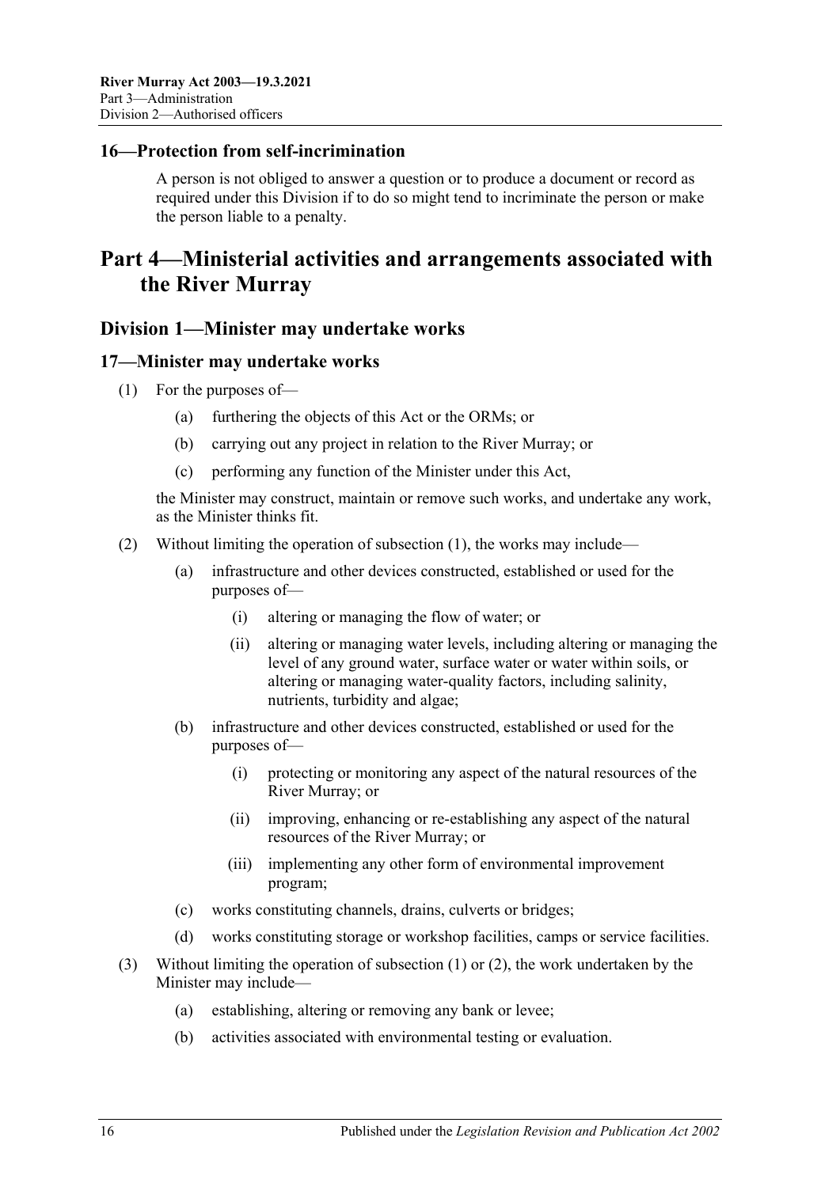## 16—Protection from self-incrimination

A person is not obliged to answer a question or to produce a document or record as required under this Division if to do so might tend to incriminate the person or make the person liable to a penalty.

# Part 4—Ministerial activities and arrangements associated with the River Murray

## Division 1—Minister may undertake works

### 17—Minister may undertake works

(1) For the purposes of—

  (a) furthering the objects of this Act or the ORMs; or

  (b) carrying out any project in relation to the River Murray; or

  (c) performing any function of the Minister under this Act,

the Minister may construct, maintain or remove such works, and undertake any work, as the Minister thinks fit.

(2) Without limiting the operation of subsection (1), the works may include—

  (a) infrastructure and other devices constructed, established or used for the purposes of—

    (i) altering or managing the flow of water; or

    (ii) altering or managing water levels, including altering or managing the level of any ground water, surface water or water within soils, or altering or managing water-quality factors, including salinity, nutrients, turbidity and algae;

  (b) infrastructure and other devices constructed, established or used for the purposes of—

    (i) protecting or monitoring any aspect of the natural resources of the River Murray; or

    (ii) improving, enhancing or re-establishing any aspect of the natural resources of the River Murray; or

    (iii) implementing any other form of environmental improvement program;

  (c) works constituting channels, drains, culverts or bridges;

  (d) works constituting storage or workshop facilities, camps or service facilities.

(3) Without limiting the operation of subsection (1) or (2), the work undertaken by the Minister may include—

  (a) establishing, altering or removing any bank or levee;

  (b) activities associated with environmental testing or evaluation.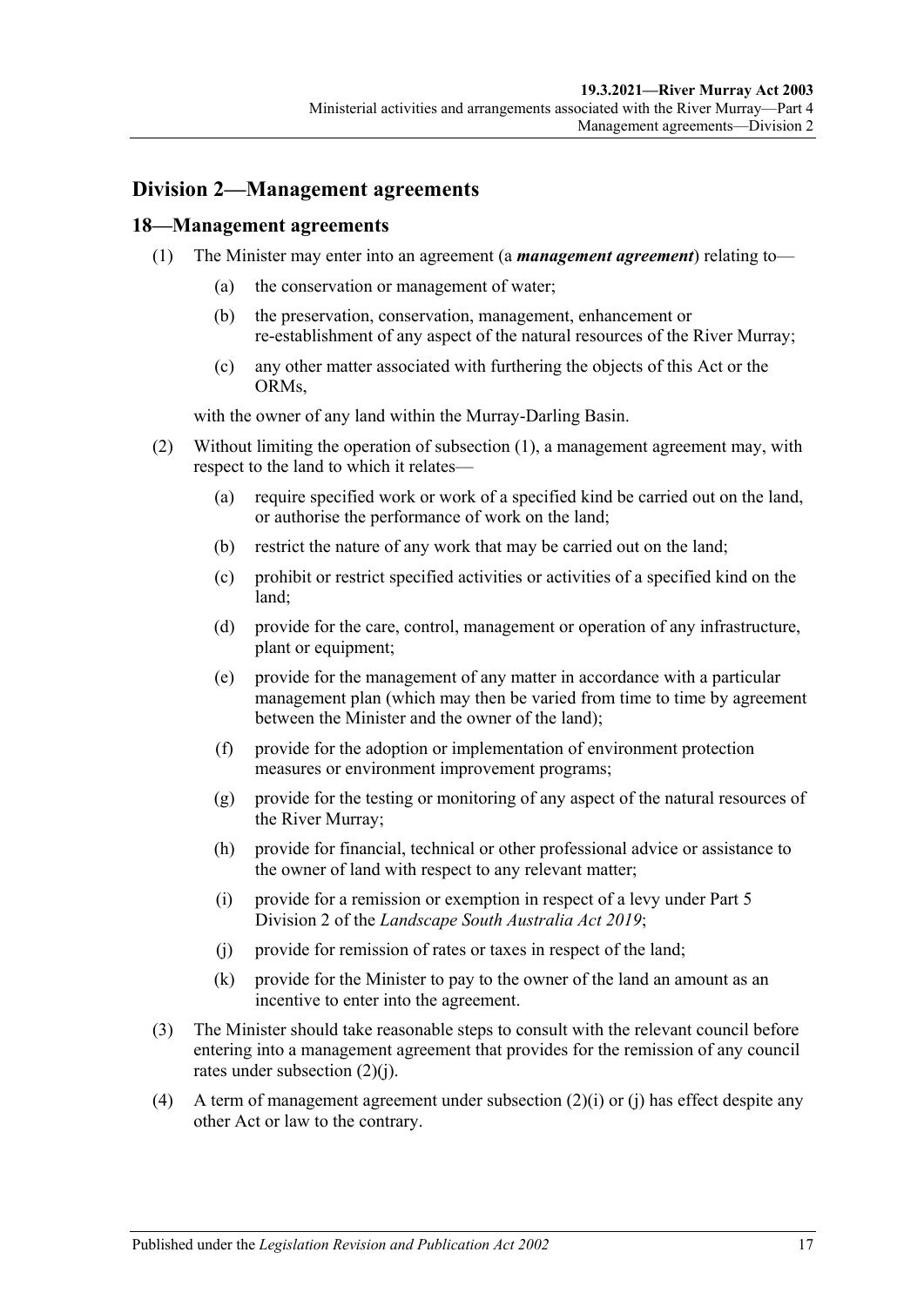## Division 2—Management agreements

### 18—Management agreements

(1) The Minister may enter into an agreement (a ***management agreement***) relating to—

  (a) the conservation or management of water;

  (b) the preservation, conservation, management, enhancement or re-establishment of any aspect of the natural resources of the River Murray;

  (c) any other matter associated with furthering the objects of this Act or the ORMs,

with the owner of any land within the Murray-Darling Basin.

(2) Without limiting the operation of subsection (1), a management agreement may, with respect to the land to which it relates—

  (a) require specified work or work of a specified kind be carried out on the land, or authorise the performance of work on the land;

  (b) restrict the nature of any work that may be carried out on the land;

  (c) prohibit or restrict specified activities or activities of a specified kind on the land;

  (d) provide for the care, control, management or operation of any infrastructure, plant or equipment;

  (e) provide for the management of any matter in accordance with a particular management plan (which may then be varied from time to time by agreement between the Minister and the owner of the land);

  (f) provide for the adoption or implementation of environment protection measures or environment improvement programs;

  (g) provide for the testing or monitoring of any aspect of the natural resources of the River Murray;

  (h) provide for financial, technical or other professional advice or assistance to the owner of land with respect to any relevant matter;

  (i) provide for a remission or exemption in respect of a levy under Part 5 Division 2 of the *Landscape South Australia Act 2019*;

  (j) provide for remission of rates or taxes in respect of the land;

  (k) provide for the Minister to pay to the owner of the land an amount as an incentive to enter into the agreement.

(3) The Minister should take reasonable steps to consult with the relevant council before entering into a management agreement that provides for the remission of any council rates under subsection (2)(j).

(4) A term of management agreement under subsection (2)(i) or (j) has effect despite any other Act or law to the contrary.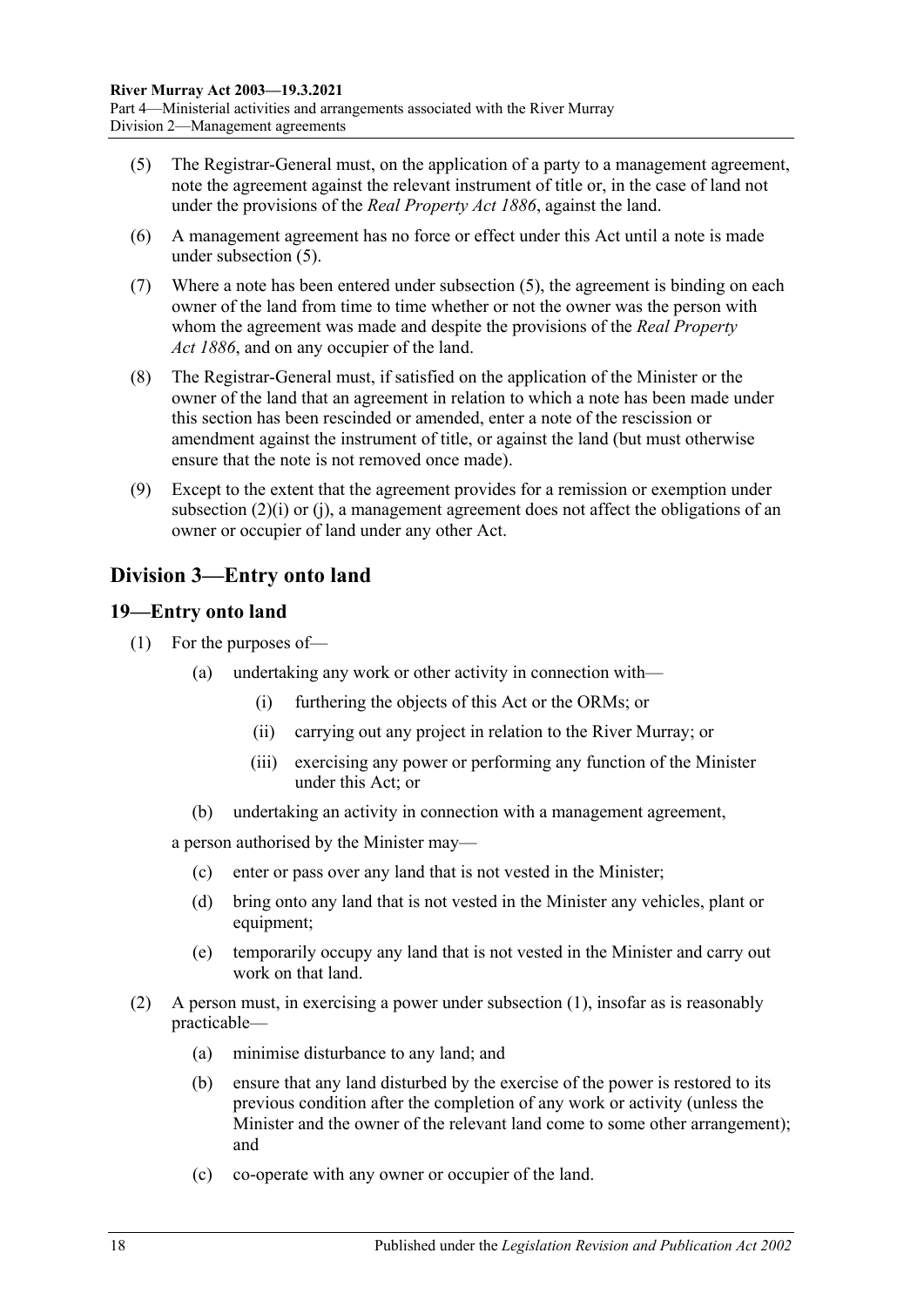(5) The Registrar-General must, on the application of a party to a management agreement, note the agreement against the relevant instrument of title or, in the case of land not under the provisions of the *Real Property Act 1886*, against the land.

(6) A management agreement has no force or effect under this Act until a note is made under subsection (5).

(7) Where a note has been entered under subsection (5), the agreement is binding on each owner of the land from time to time whether or not the owner was the person with whom the agreement was made and despite the provisions of the *Real Property Act 1886*, and on any occupier of the land.

(8) The Registrar-General must, if satisfied on the application of the Minister or the owner of the land that an agreement in relation to which a note has been made under this section has been rescinded or amended, enter a note of the rescission or amendment against the instrument of title, or against the land (but must otherwise ensure that the note is not removed once made).

(9) Except to the extent that the agreement provides for a remission or exemption under subsection (2)(i) or (j), a management agreement does not affect the obligations of an owner or occupier of land under any other Act.

## Division 3—Entry onto land

### 19—Entry onto land

(1) For the purposes of—

(a) undertaking any work or other activity in connection with—

(i) furthering the objects of this Act or the ORMs; or

(ii) carrying out any project in relation to the River Murray; or

(iii) exercising any power or performing any function of the Minister under this Act; or

(b) undertaking an activity in connection with a management agreement,

a person authorised by the Minister may—

(c) enter or pass over any land that is not vested in the Minister;

(d) bring onto any land that is not vested in the Minister any vehicles, plant or equipment;

(e) temporarily occupy any land that is not vested in the Minister and carry out work on that land.

(2) A person must, in exercising a power under subsection (1), insofar as is reasonably practicable—

(a) minimise disturbance to any land; and

(b) ensure that any land disturbed by the exercise of the power is restored to its previous condition after the completion of any work or activity (unless the Minister and the owner of the relevant land come to some other arrangement); and

(c) co-operate with any owner or occupier of the land.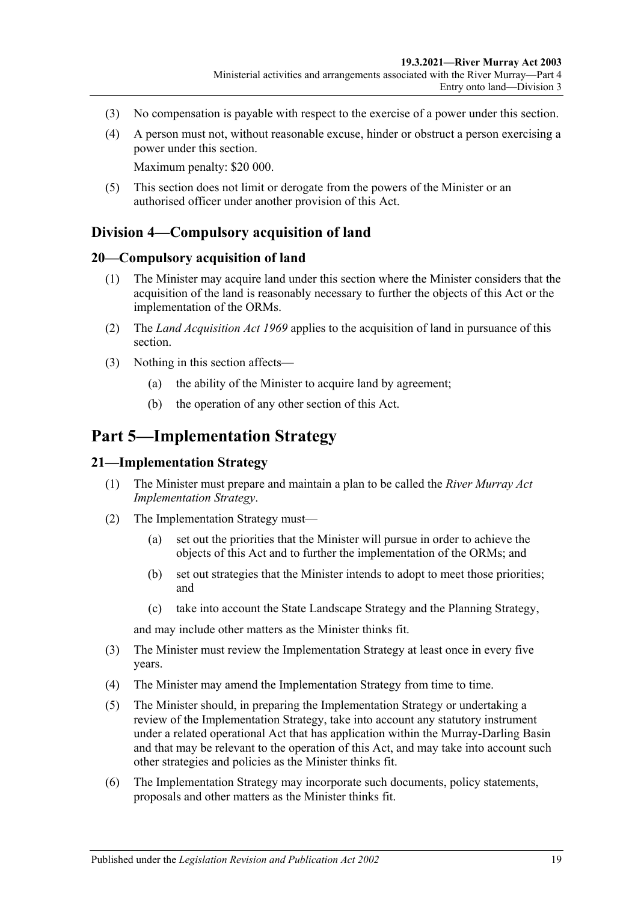(3) No compensation is payable with respect to the exercise of a power under this section.

(4) A person must not, without reasonable excuse, hinder or obstruct a person exercising a power under this section.

Maximum penalty: $20 000.

(5) This section does not limit or derogate from the powers of the Minister or an authorised officer under another provision of this Act.

## Division 4—Compulsory acquisition of land

### 20—Compulsory acquisition of land

(1) The Minister may acquire land under this section where the Minister considers that the acquisition of the land is reasonably necessary to further the objects of this Act or the implementation of the ORMs.

(2) The *Land Acquisition Act 1969* applies to the acquisition of land in pursuance of this section.

(3) Nothing in this section affects—

(a) the ability of the Minister to acquire land by agreement;

(b) the operation of any other section of this Act.

# Part 5—Implementation Strategy

### 21—Implementation Strategy

(1) The Minister must prepare and maintain a plan to be called the *River Murray Act Implementation Strategy*.

(2) The Implementation Strategy must—

(a) set out the priorities that the Minister will pursue in order to achieve the objects of this Act and to further the implementation of the ORMs; and

(b) set out strategies that the Minister intends to adopt to meet those priorities; and

(c) take into account the State Landscape Strategy and the Planning Strategy,

and may include other matters as the Minister thinks fit.

(3) The Minister must review the Implementation Strategy at least once in every five years.

(4) The Minister may amend the Implementation Strategy from time to time.

(5) The Minister should, in preparing the Implementation Strategy or undertaking a review of the Implementation Strategy, take into account any statutory instrument under a related operational Act that has application within the Murray-Darling Basin and that may be relevant to the operation of this Act, and may take into account such other strategies and policies as the Minister thinks fit.

(6) The Implementation Strategy may incorporate such documents, policy statements, proposals and other matters as the Minister thinks fit.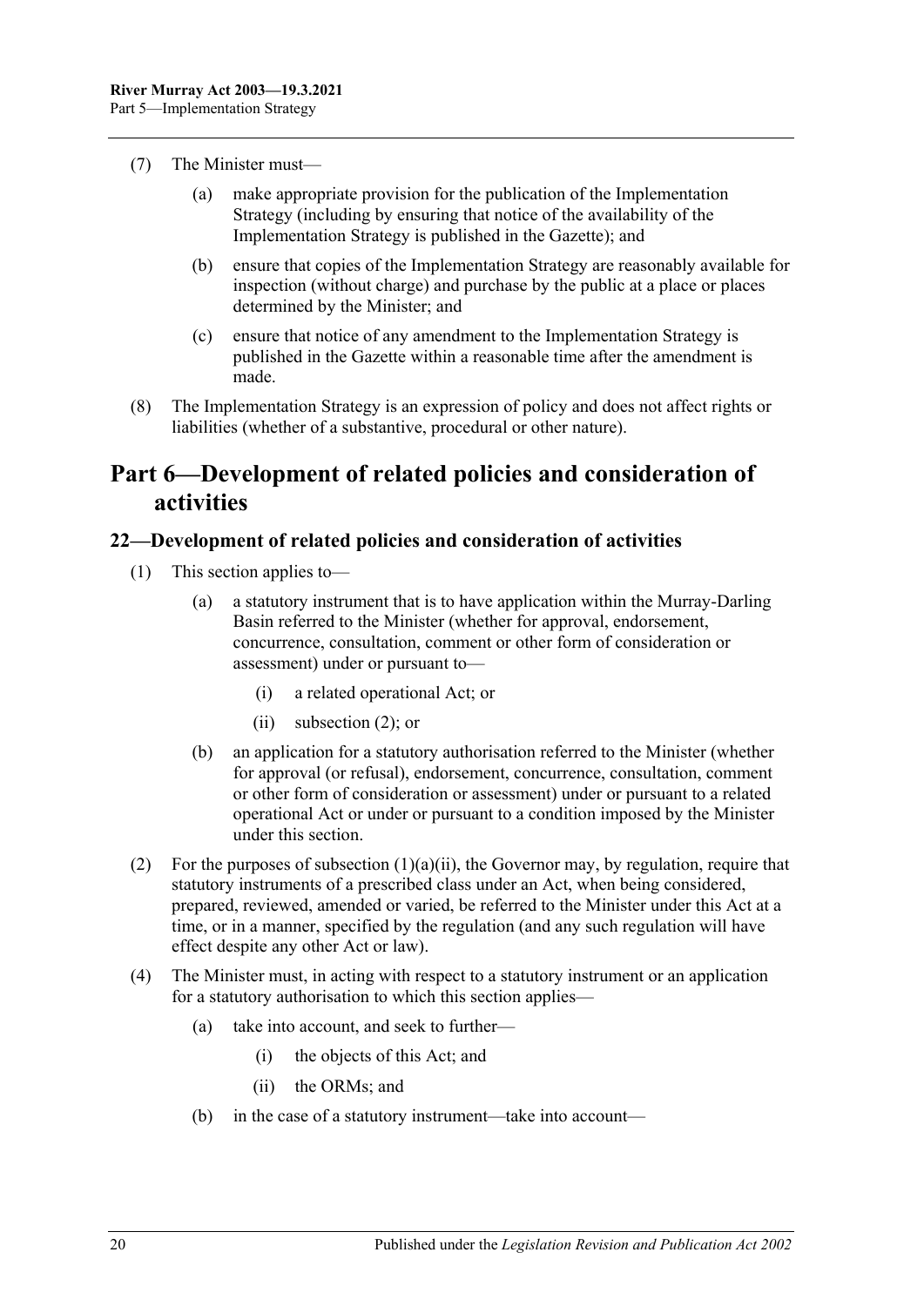(7) The Minister must—

(a) make appropriate provision for the publication of the Implementation Strategy (including by ensuring that notice of the availability of the Implementation Strategy is published in the Gazette); and

(b) ensure that copies of the Implementation Strategy are reasonably available for inspection (without charge) and purchase by the public at a place or places determined by the Minister; and

(c) ensure that notice of any amendment to the Implementation Strategy is published in the Gazette within a reasonable time after the amendment is made.

(8) The Implementation Strategy is an expression of policy and does not affect rights or liabilities (whether of a substantive, procedural or other nature).

# Part 6—Development of related policies and consideration of activities

## 22—Development of related policies and consideration of activities

(1) This section applies to—

(a) a statutory instrument that is to have application within the Murray-Darling Basin referred to the Minister (whether for approval, endorsement, concurrence, consultation, comment or other form of consideration or assessment) under or pursuant to—

(i) a related operational Act; or

(ii) subsection (2); or

(b) an application for a statutory authorisation referred to the Minister (whether for approval (or refusal), endorsement, concurrence, consultation, comment or other form of consideration or assessment) under or pursuant to a related operational Act or under or pursuant to a condition imposed by the Minister under this section.

(2) For the purposes of subsection (1)(a)(ii), the Governor may, by regulation, require that statutory instruments of a prescribed class under an Act, when being considered, prepared, reviewed, amended or varied, be referred to the Minister under this Act at a time, or in a manner, specified by the regulation (and any such regulation will have effect despite any other Act or law).

(4) The Minister must, in acting with respect to a statutory instrument or an application for a statutory authorisation to which this section applies—

(a) take into account, and seek to further—

(i) the objects of this Act; and

(ii) the ORMs; and

(b) in the case of a statutory instrument—take into account—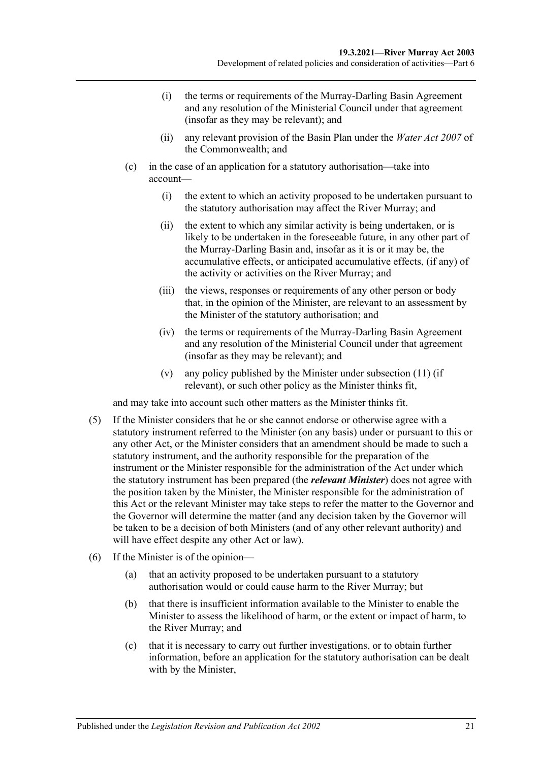(i) the terms or requirements of the Murray-Darling Basin Agreement and any resolution of the Ministerial Council under that agreement (insofar as they may be relevant); and

(ii) any relevant provision of the Basin Plan under the *Water Act 2007* of the Commonwealth; and

(c) in the case of an application for a statutory authorisation—take into account—

(i) the extent to which an activity proposed to be undertaken pursuant to the statutory authorisation may affect the River Murray; and

(ii) the extent to which any similar activity is being undertaken, or is likely to be undertaken in the foreseeable future, in any other part of the Murray-Darling Basin and, insofar as it is or it may be, the accumulative effects, or anticipated accumulative effects, (if any) of the activity or activities on the River Murray; and

(iii) the views, responses or requirements of any other person or body that, in the opinion of the Minister, are relevant to an assessment by the Minister of the statutory authorisation; and

(iv) the terms or requirements of the Murray-Darling Basin Agreement and any resolution of the Ministerial Council under that agreement (insofar as they may be relevant); and

(v) any policy published by the Minister under subsection (11) (if relevant), or such other policy as the Minister thinks fit,

and may take into account such other matters as the Minister thinks fit.

(5) If the Minister considers that he or she cannot endorse or otherwise agree with a statutory instrument referred to the Minister (on any basis) under or pursuant to this or any other Act, or the Minister considers that an amendment should be made to such a statutory instrument, and the authority responsible for the preparation of the instrument or the Minister responsible for the administration of the Act under which the statutory instrument has been prepared (the ***relevant Minister***) does not agree with the position taken by the Minister, the Minister responsible for the administration of this Act or the relevant Minister may take steps to refer the matter to the Governor and the Governor will determine the matter (and any decision taken by the Governor will be taken to be a decision of both Ministers (and of any other relevant authority) and will have effect despite any other Act or law).

(6) If the Minister is of the opinion—

(a) that an activity proposed to be undertaken pursuant to a statutory authorisation would or could cause harm to the River Murray; but

(b) that there is insufficient information available to the Minister to enable the Minister to assess the likelihood of harm, or the extent or impact of harm, to the River Murray; and

(c) that it is necessary to carry out further investigations, or to obtain further information, before an application for the statutory authorisation can be dealt with by the Minister,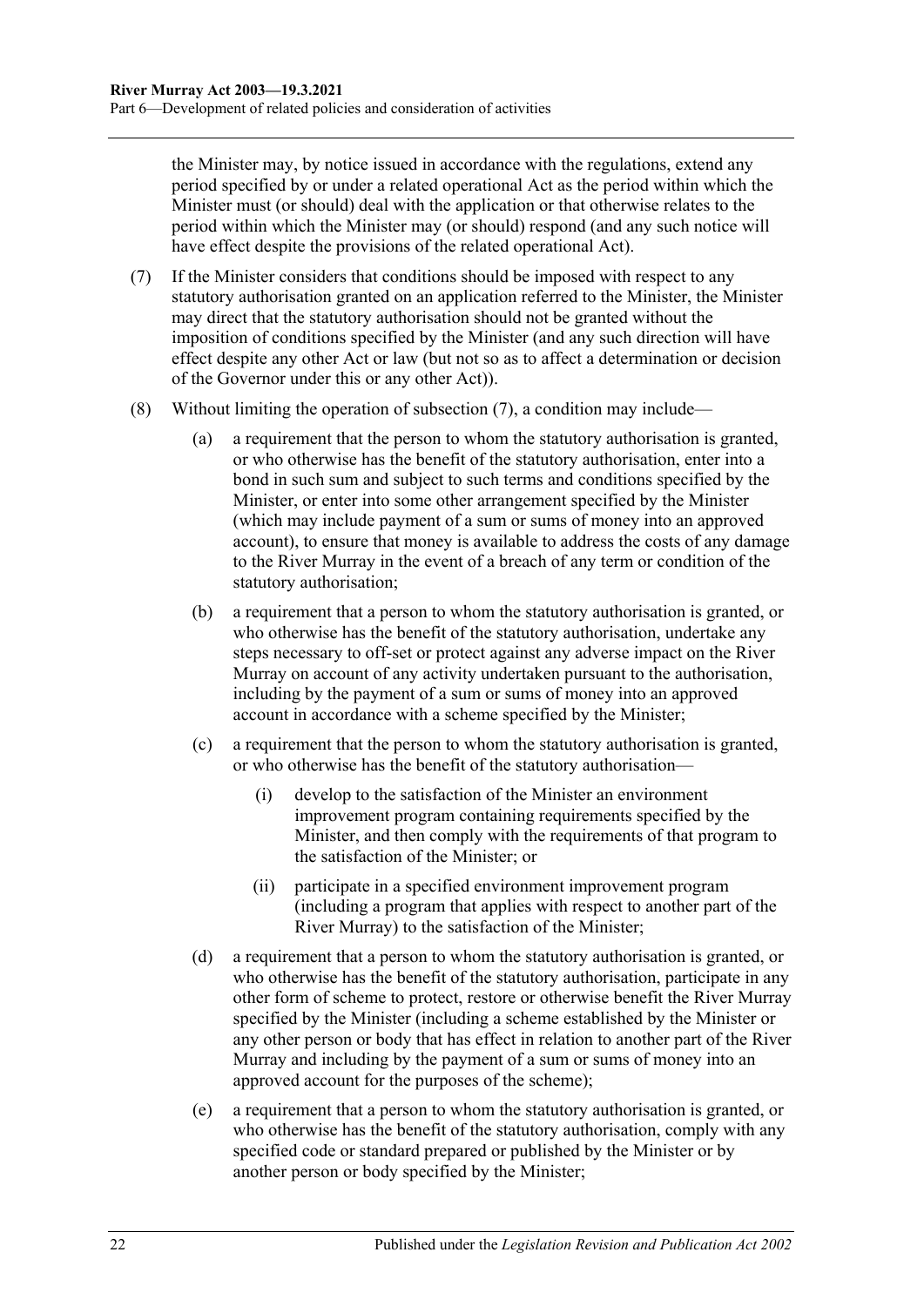the Minister may, by notice issued in accordance with the regulations, extend any period specified by or under a related operational Act as the period within which the Minister must (or should) deal with the application or that otherwise relates to the period within which the Minister may (or should) respond (and any such notice will have effect despite the provisions of the related operational Act).

(7) If the Minister considers that conditions should be imposed with respect to any statutory authorisation granted on an application referred to the Minister, the Minister may direct that the statutory authorisation should not be granted without the imposition of conditions specified by the Minister (and any such direction will have effect despite any other Act or law (but not so as to affect a determination or decision of the Governor under this or any other Act)).

(8) Without limiting the operation of subsection (7), a condition may include—

(a) a requirement that the person to whom the statutory authorisation is granted, or who otherwise has the benefit of the statutory authorisation, enter into a bond in such sum and subject to such terms and conditions specified by the Minister, or enter into some other arrangement specified by the Minister (which may include payment of a sum or sums of money into an approved account), to ensure that money is available to address the costs of any damage to the River Murray in the event of a breach of any term or condition of the statutory authorisation;

(b) a requirement that a person to whom the statutory authorisation is granted, or who otherwise has the benefit of the statutory authorisation, undertake any steps necessary to off-set or protect against any adverse impact on the River Murray on account of any activity undertaken pursuant to the authorisation, including by the payment of a sum or sums of money into an approved account in accordance with a scheme specified by the Minister;

(c) a requirement that the person to whom the statutory authorisation is granted, or who otherwise has the benefit of the statutory authorisation—

(i) develop to the satisfaction of the Minister an environment improvement program containing requirements specified by the Minister, and then comply with the requirements of that program to the satisfaction of the Minister; or

(ii) participate in a specified environment improvement program (including a program that applies with respect to another part of the River Murray) to the satisfaction of the Minister;

(d) a requirement that a person to whom the statutory authorisation is granted, or who otherwise has the benefit of the statutory authorisation, participate in any other form of scheme to protect, restore or otherwise benefit the River Murray specified by the Minister (including a scheme established by the Minister or any other person or body that has effect in relation to another part of the River Murray and including by the payment of a sum or sums of money into an approved account for the purposes of the scheme);

(e) a requirement that a person to whom the statutory authorisation is granted, or who otherwise has the benefit of the statutory authorisation, comply with any specified code or standard prepared or published by the Minister or by another person or body specified by the Minister;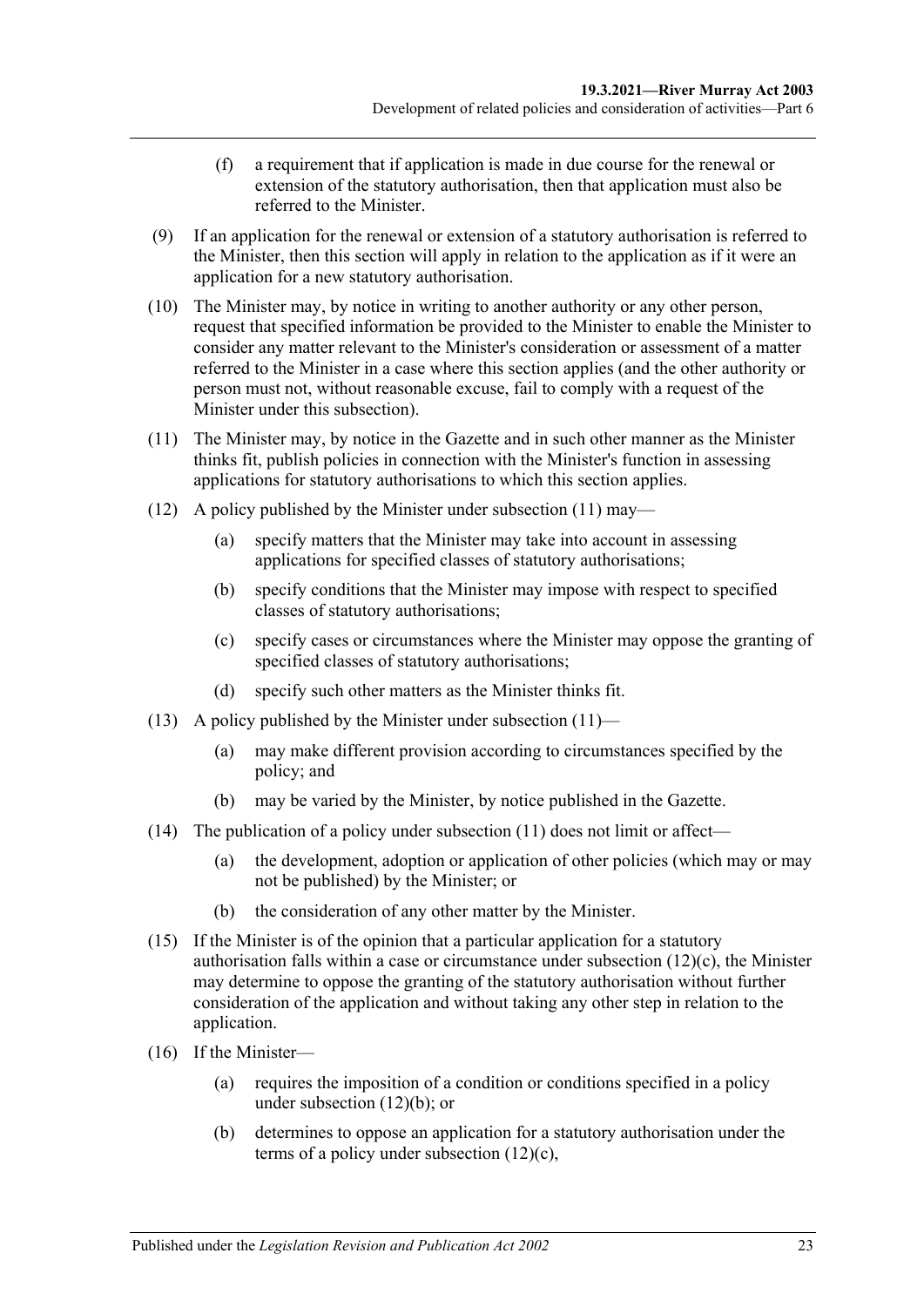(f) a requirement that if application is made in due course for the renewal or extension of the statutory authorisation, then that application must also be referred to the Minister.

(9) If an application for the renewal or extension of a statutory authorisation is referred to the Minister, then this section will apply in relation to the application as if it were an application for a new statutory authorisation.

(10) The Minister may, by notice in writing to another authority or any other person, request that specified information be provided to the Minister to enable the Minister to consider any matter relevant to the Minister's consideration or assessment of a matter referred to the Minister in a case where this section applies (and the other authority or person must not, without reasonable excuse, fail to comply with a request of the Minister under this subsection).

(11) The Minister may, by notice in the Gazette and in such other manner as the Minister thinks fit, publish policies in connection with the Minister's function in assessing applications for statutory authorisations to which this section applies.

(12) A policy published by the Minister under subsection (11) may—

(a) specify matters that the Minister may take into account in assessing applications for specified classes of statutory authorisations;

(b) specify conditions that the Minister may impose with respect to specified classes of statutory authorisations;

(c) specify cases or circumstances where the Minister may oppose the granting of specified classes of statutory authorisations;

(d) specify such other matters as the Minister thinks fit.

(13) A policy published by the Minister under subsection (11)—

(a) may make different provision according to circumstances specified by the policy; and

(b) may be varied by the Minister, by notice published in the Gazette.

(14) The publication of a policy under subsection (11) does not limit or affect—

(a) the development, adoption or application of other policies (which may or may not be published) by the Minister; or

(b) the consideration of any other matter by the Minister.

(15) If the Minister is of the opinion that a particular application for a statutory authorisation falls within a case or circumstance under subsection (12)(c), the Minister may determine to oppose the granting of the statutory authorisation without further consideration of the application and without taking any other step in relation to the application.

(16) If the Minister—

(a) requires the imposition of a condition or conditions specified in a policy under subsection (12)(b); or

(b) determines to oppose an application for a statutory authorisation under the terms of a policy under subsection (12)(c),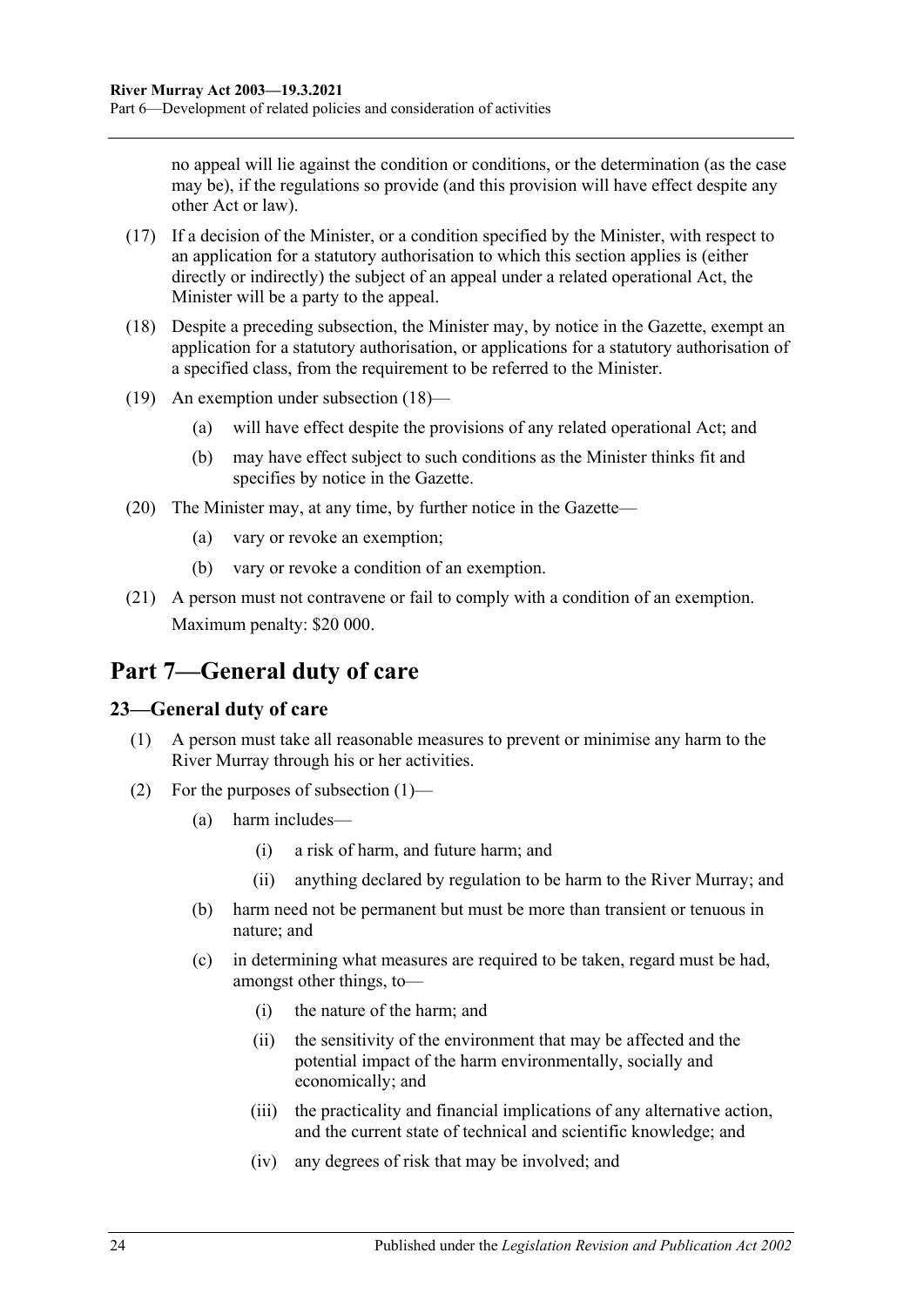no appeal will lie against the condition or conditions, or the determination (as the case may be), if the regulations so provide (and this provision will have effect despite any other Act or law).

(17) If a decision of the Minister, or a condition specified by the Minister, with respect to an application for a statutory authorisation to which this section applies is (either directly or indirectly) the subject of an appeal under a related operational Act, the Minister will be a party to the appeal.

(18) Despite a preceding subsection, the Minister may, by notice in the Gazette, exempt an application for a statutory authorisation, or applications for a statutory authorisation of a specified class, from the requirement to be referred to the Minister.

(19) An exemption under subsection (18)—

(a) will have effect despite the provisions of any related operational Act; and

(b) may have effect subject to such conditions as the Minister thinks fit and specifies by notice in the Gazette.

(20) The Minister may, at any time, by further notice in the Gazette—

(a) vary or revoke an exemption;

(b) vary or revoke a condition of an exemption.

(21) A person must not contravene or fail to comply with a condition of an exemption.

Maximum penalty: $20 000.

# Part 7—General duty of care

## 23—General duty of care

(1) A person must take all reasonable measures to prevent or minimise any harm to the River Murray through his or her activities.

(2) For the purposes of subsection (1)—

(a) harm includes—

(i) a risk of harm, and future harm; and

(ii) anything declared by regulation to be harm to the River Murray; and

(b) harm need not be permanent but must be more than transient or tenuous in nature; and

(c) in determining what measures are required to be taken, regard must be had, amongst other things, to—

(i) the nature of the harm; and

(ii) the sensitivity of the environment that may be affected and the potential impact of the harm environmentally, socially and economically; and

(iii) the practicality and financial implications of any alternative action, and the current state of technical and scientific knowledge; and

(iv) any degrees of risk that may be involved; and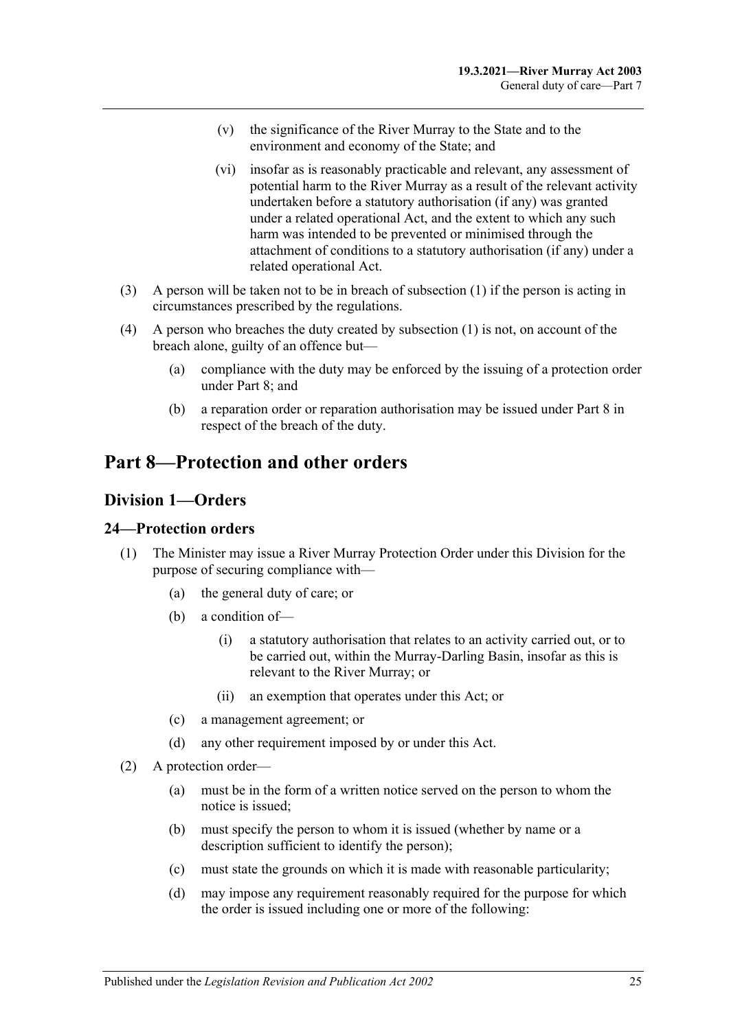(v) the significance of the River Murray to the State and to the environment and economy of the State; and

(vi) insofar as is reasonably practicable and relevant, any assessment of potential harm to the River Murray as a result of the relevant activity undertaken before a statutory authorisation (if any) was granted under a related operational Act, and the extent to which any such harm was intended to be prevented or minimised through the attachment of conditions to a statutory authorisation (if any) under a related operational Act.

(3) A person will be taken not to be in breach of subsection (1) if the person is acting in circumstances prescribed by the regulations.

(4) A person who breaches the duty created by subsection (1) is not, on account of the breach alone, guilty of an offence but—

(a) compliance with the duty may be enforced by the issuing of a protection order under Part 8; and

(b) a reparation order or reparation authorisation may be issued under Part 8 in respect of the breach of the duty.

# Part 8—Protection and other orders

## Division 1—Orders

### 24—Protection orders

(1) The Minister may issue a River Murray Protection Order under this Division for the purpose of securing compliance with—

(a) the general duty of care; or

(b) a condition of—

(i) a statutory authorisation that relates to an activity carried out, or to be carried out, within the Murray-Darling Basin, insofar as this is relevant to the River Murray; or

(ii) an exemption that operates under this Act; or

(c) a management agreement; or

(d) any other requirement imposed by or under this Act.

(2) A protection order—

(a) must be in the form of a written notice served on the person to whom the notice is issued;

(b) must specify the person to whom it is issued (whether by name or a description sufficient to identify the person);

(c) must state the grounds on which it is made with reasonable particularity;

(d) may impose any requirement reasonably required for the purpose for which the order is issued including one or more of the following: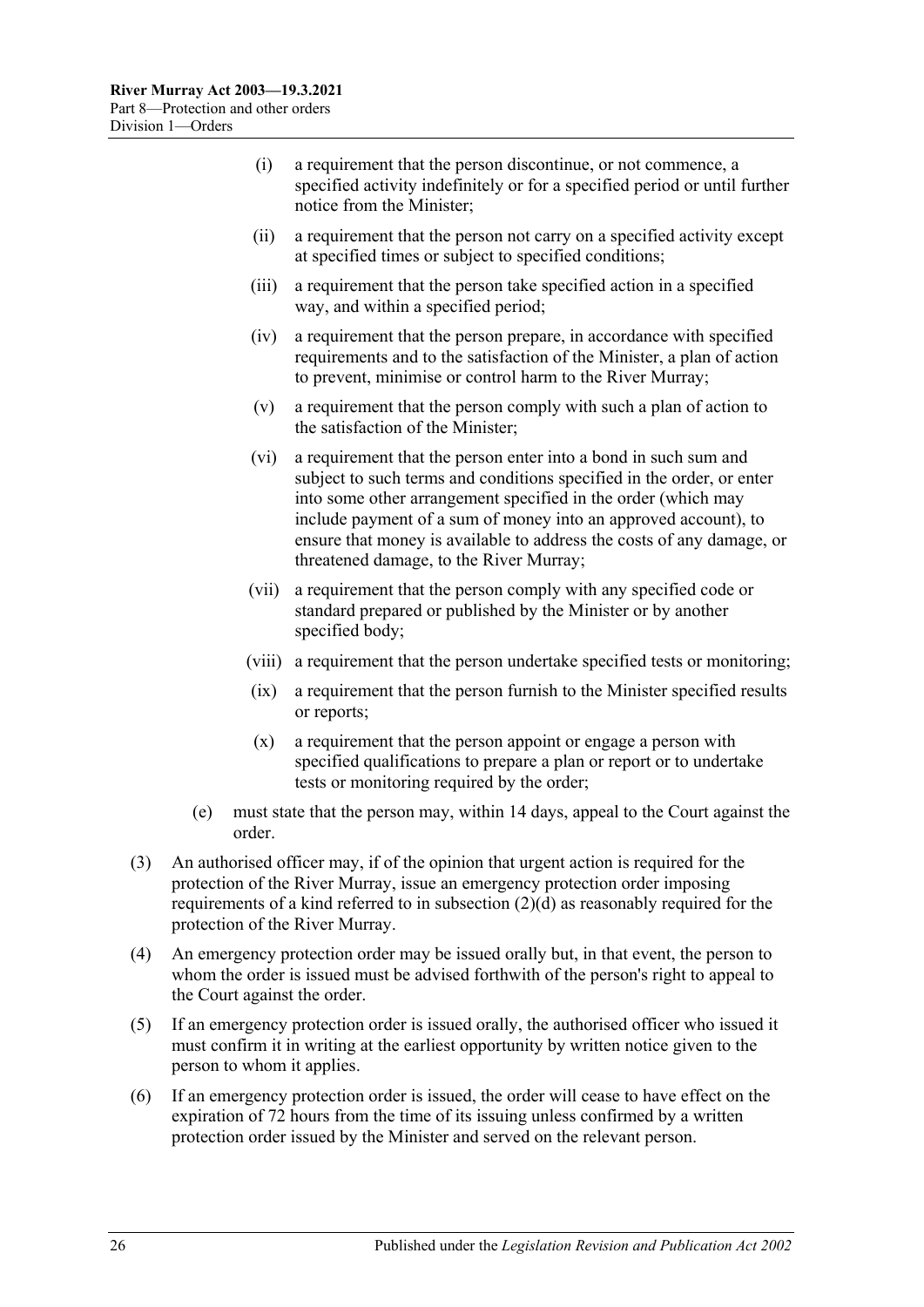(i) a requirement that the person discontinue, or not commence, a specified activity indefinitely or for a specified period or until further notice from the Minister;

(ii) a requirement that the person not carry on a specified activity except at specified times or subject to specified conditions;

(iii) a requirement that the person take specified action in a specified way, and within a specified period;

(iv) a requirement that the person prepare, in accordance with specified requirements and to the satisfaction of the Minister, a plan of action to prevent, minimise or control harm to the River Murray;

(v) a requirement that the person comply with such a plan of action to the satisfaction of the Minister;

(vi) a requirement that the person enter into a bond in such sum and subject to such terms and conditions specified in the order, or enter into some other arrangement specified in the order (which may include payment of a sum of money into an approved account), to ensure that money is available to address the costs of any damage, or threatened damage, to the River Murray;

(vii) a requirement that the person comply with any specified code or standard prepared or published by the Minister or by another specified body;

(viii) a requirement that the person undertake specified tests or monitoring;

(ix) a requirement that the person furnish to the Minister specified results or reports;

(x) a requirement that the person appoint or engage a person with specified qualifications to prepare a plan or report or to undertake tests or monitoring required by the order;

(e) must state that the person may, within 14 days, appeal to the Court against the order.

(3) An authorised officer may, if of the opinion that urgent action is required for the protection of the River Murray, issue an emergency protection order imposing requirements of a kind referred to in subsection (2)(d) as reasonably required for the protection of the River Murray.

(4) An emergency protection order may be issued orally but, in that event, the person to whom the order is issued must be advised forthwith of the person's right to appeal to the Court against the order.

(5) If an emergency protection order is issued orally, the authorised officer who issued it must confirm it in writing at the earliest opportunity by written notice given to the person to whom it applies.

(6) If an emergency protection order is issued, the order will cease to have effect on the expiration of 72 hours from the time of its issuing unless confirmed by a written protection order issued by the Minister and served on the relevant person.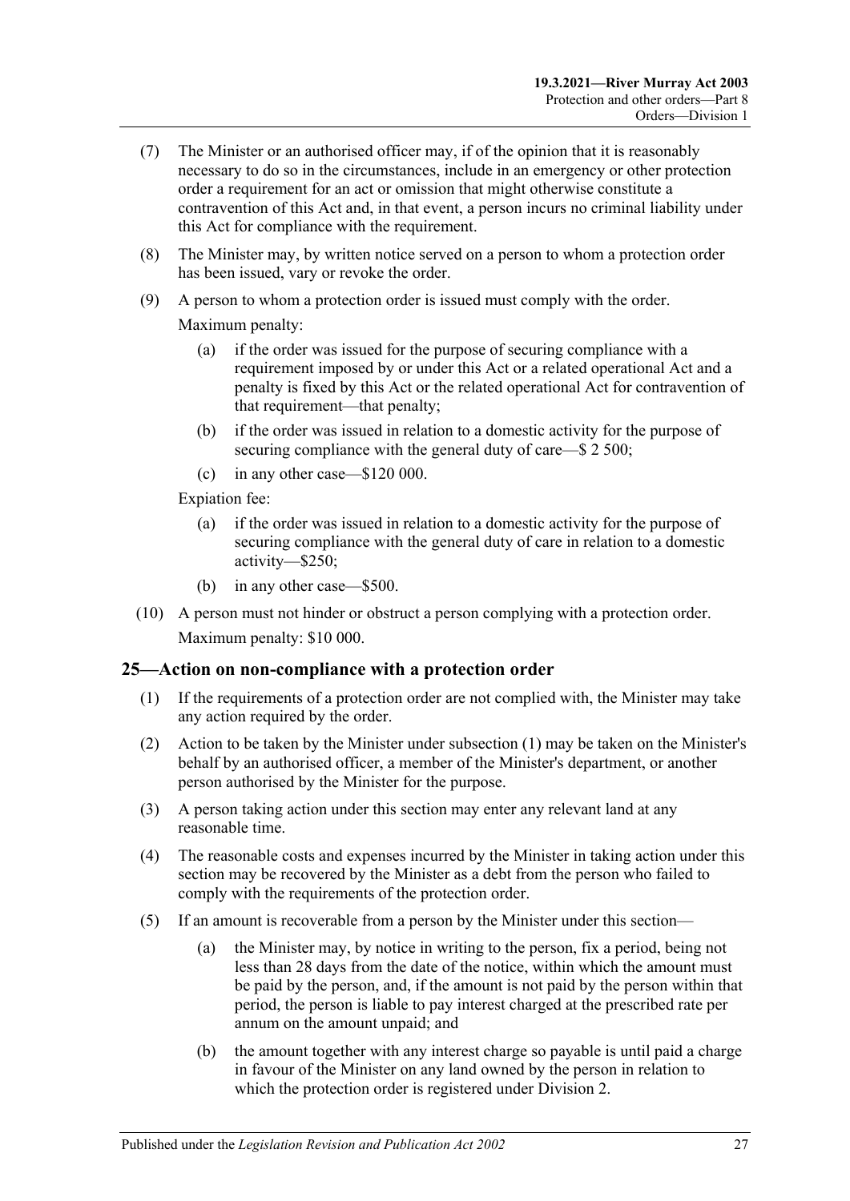(7) The Minister or an authorised officer may, if of the opinion that it is reasonably necessary to do so in the circumstances, include in an emergency or other protection order a requirement for an act or omission that might otherwise constitute a contravention of this Act and, in that event, a person incurs no criminal liability under this Act for compliance with the requirement.

(8) The Minister may, by written notice served on a person to whom a protection order has been issued, vary or revoke the order.

(9) A person to whom a protection order is issued must comply with the order.

Maximum penalty:

(a) if the order was issued for the purpose of securing compliance with a requirement imposed by or under this Act or a related operational Act and a penalty is fixed by this Act or the related operational Act for contravention of that requirement—that penalty;

(b) if the order was issued in relation to a domestic activity for the purpose of securing compliance with the general duty of care—$ 2 500;

(c) in any other case—$120 000.

Expiation fee:

(a) if the order was issued in relation to a domestic activity for the purpose of securing compliance with the general duty of care in relation to a domestic activity—$250;

(b) in any other case—$500.

(10) A person must not hinder or obstruct a person complying with a protection order.

Maximum penalty: $10 000.

## 25—Action on non-compliance with a protection order

(1) If the requirements of a protection order are not complied with, the Minister may take any action required by the order.

(2) Action to be taken by the Minister under subsection (1) may be taken on the Minister's behalf by an authorised officer, a member of the Minister's department, or another person authorised by the Minister for the purpose.

(3) A person taking action under this section may enter any relevant land at any reasonable time.

(4) The reasonable costs and expenses incurred by the Minister in taking action under this section may be recovered by the Minister as a debt from the person who failed to comply with the requirements of the protection order.

(5) If an amount is recoverable from a person by the Minister under this section—

(a) the Minister may, by notice in writing to the person, fix a period, being not less than 28 days from the date of the notice, within which the amount must be paid by the person, and, if the amount is not paid by the person within that period, the person is liable to pay interest charged at the prescribed rate per annum on the amount unpaid; and

(b) the amount together with any interest charge so payable is until paid a charge in favour of the Minister on any land owned by the person in relation to which the protection order is registered under Division 2.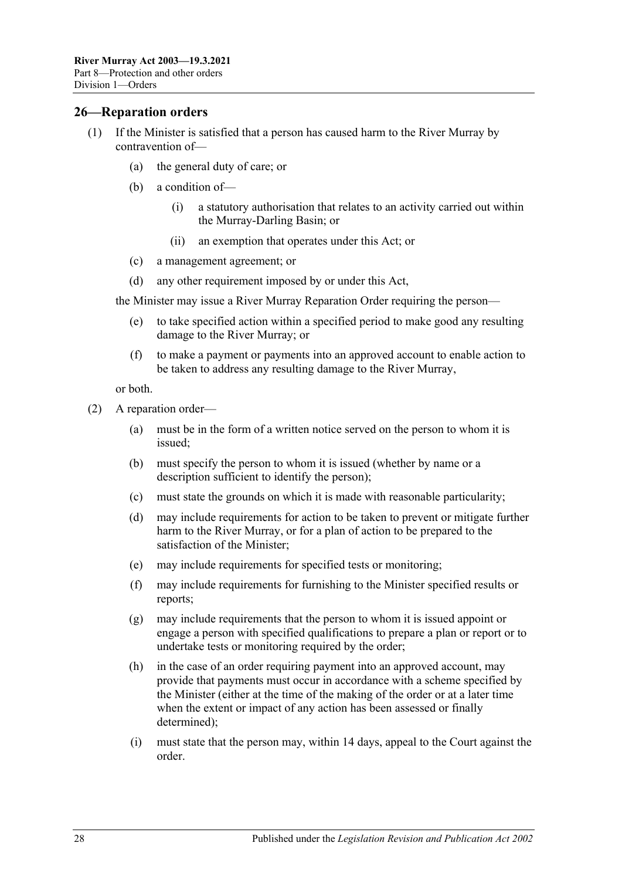## 26—Reparation orders

(1) If the Minister is satisfied that a person has caused harm to the River Murray by contravention of—

  (a) the general duty of care; or

  (b) a condition of—

    (i) a statutory authorisation that relates to an activity carried out within the Murray-Darling Basin; or

    (ii) an exemption that operates under this Act; or

  (c) a management agreement; or

  (d) any other requirement imposed by or under this Act,

the Minister may issue a River Murray Reparation Order requiring the person—

  (e) to take specified action within a specified period to make good any resulting damage to the River Murray; or

  (f) to make a payment or payments into an approved account to enable action to be taken to address any resulting damage to the River Murray,

or both.

(2) A reparation order—

  (a) must be in the form of a written notice served on the person to whom it is issued;

  (b) must specify the person to whom it is issued (whether by name or a description sufficient to identify the person);

  (c) must state the grounds on which it is made with reasonable particularity;

  (d) may include requirements for action to be taken to prevent or mitigate further harm to the River Murray, or for a plan of action to be prepared to the satisfaction of the Minister;

  (e) may include requirements for specified tests or monitoring;

  (f) may include requirements for furnishing to the Minister specified results or reports;

  (g) may include requirements that the person to whom it is issued appoint or engage a person with specified qualifications to prepare a plan or report or to undertake tests or monitoring required by the order;

  (h) in the case of an order requiring payment into an approved account, may provide that payments must occur in accordance with a scheme specified by the Minister (either at the time of the making of the order or at a later time when the extent or impact of any action has been assessed or finally determined);

  (i) must state that the person may, within 14 days, appeal to the Court against the order.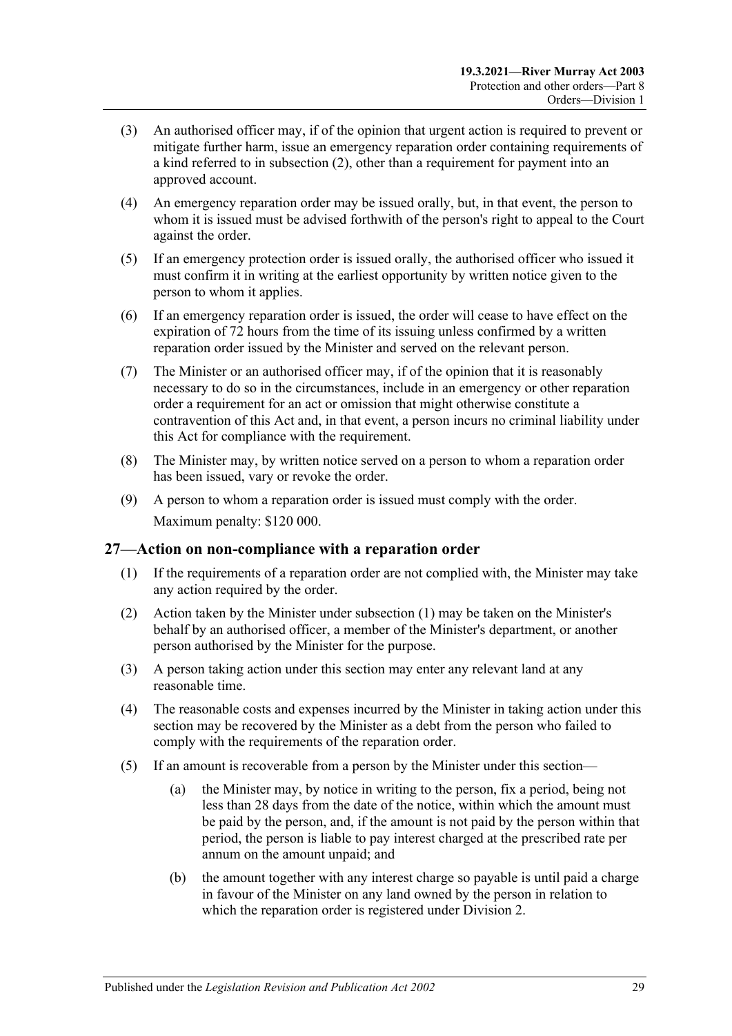(3) An authorised officer may, if of the opinion that urgent action is required to prevent or mitigate further harm, issue an emergency reparation order containing requirements of a kind referred to in subsection (2), other than a requirement for payment into an approved account.

(4) An emergency reparation order may be issued orally, but, in that event, the person to whom it is issued must be advised forthwith of the person's right to appeal to the Court against the order.

(5) If an emergency protection order is issued orally, the authorised officer who issued it must confirm it in writing at the earliest opportunity by written notice given to the person to whom it applies.

(6) If an emergency reparation order is issued, the order will cease to have effect on the expiration of 72 hours from the time of its issuing unless confirmed by a written reparation order issued by the Minister and served on the relevant person.

(7) The Minister or an authorised officer may, if of the opinion that it is reasonably necessary to do so in the circumstances, include in an emergency or other reparation order a requirement for an act or omission that might otherwise constitute a contravention of this Act and, in that event, a person incurs no criminal liability under this Act for compliance with the requirement.

(8) The Minister may, by written notice served on a person to whom a reparation order has been issued, vary or revoke the order.

(9) A person to whom a reparation order is issued must comply with the order.

Maximum penalty: $120 000.

## 27—Action on non-compliance with a reparation order

(1) If the requirements of a reparation order are not complied with, the Minister may take any action required by the order.

(2) Action taken by the Minister under subsection (1) may be taken on the Minister's behalf by an authorised officer, a member of the Minister's department, or another person authorised by the Minister for the purpose.

(3) A person taking action under this section may enter any relevant land at any reasonable time.

(4) The reasonable costs and expenses incurred by the Minister in taking action under this section may be recovered by the Minister as a debt from the person who failed to comply with the requirements of the reparation order.

(5) If an amount is recoverable from a person by the Minister under this section—

(a) the Minister may, by notice in writing to the person, fix a period, being not less than 28 days from the date of the notice, within which the amount must be paid by the person, and, if the amount is not paid by the person within that period, the person is liable to pay interest charged at the prescribed rate per annum on the amount unpaid; and

(b) the amount together with any interest charge so payable is until paid a charge in favour of the Minister on any land owned by the person in relation to which the reparation order is registered under Division 2.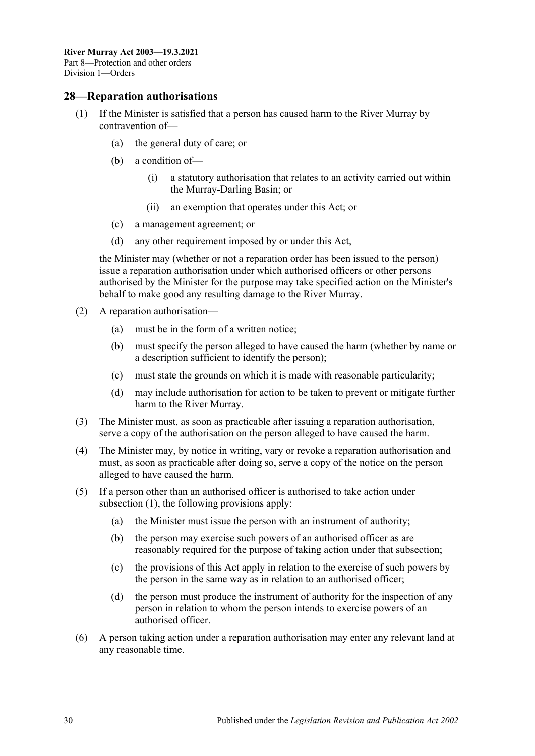## 28—Reparation authorisations

(1) If the Minister is satisfied that a person has caused harm to the River Murray by contravention of—

(a) the general duty of care; or

(b) a condition of—

(i) a statutory authorisation that relates to an activity carried out within the Murray-Darling Basin; or

(ii) an exemption that operates under this Act; or

(c) a management agreement; or

(d) any other requirement imposed by or under this Act,

the Minister may (whether or not a reparation order has been issued to the person) issue a reparation authorisation under which authorised officers or other persons authorised by the Minister for the purpose may take specified action on the Minister's behalf to make good any resulting damage to the River Murray.

(2) A reparation authorisation—

(a) must be in the form of a written notice;

(b) must specify the person alleged to have caused the harm (whether by name or a description sufficient to identify the person);

(c) must state the grounds on which it is made with reasonable particularity;

(d) may include authorisation for action to be taken to prevent or mitigate further harm to the River Murray.

(3) The Minister must, as soon as practicable after issuing a reparation authorisation, serve a copy of the authorisation on the person alleged to have caused the harm.

(4) The Minister may, by notice in writing, vary or revoke a reparation authorisation and must, as soon as practicable after doing so, serve a copy of the notice on the person alleged to have caused the harm.

(5) If a person other than an authorised officer is authorised to take action under subsection (1), the following provisions apply:

(a) the Minister must issue the person with an instrument of authority;

(b) the person may exercise such powers of an authorised officer as are reasonably required for the purpose of taking action under that subsection;

(c) the provisions of this Act apply in relation to the exercise of such powers by the person in the same way as in relation to an authorised officer;

(d) the person must produce the instrument of authority for the inspection of any person in relation to whom the person intends to exercise powers of an authorised officer.

(6) A person taking action under a reparation authorisation may enter any relevant land at any reasonable time.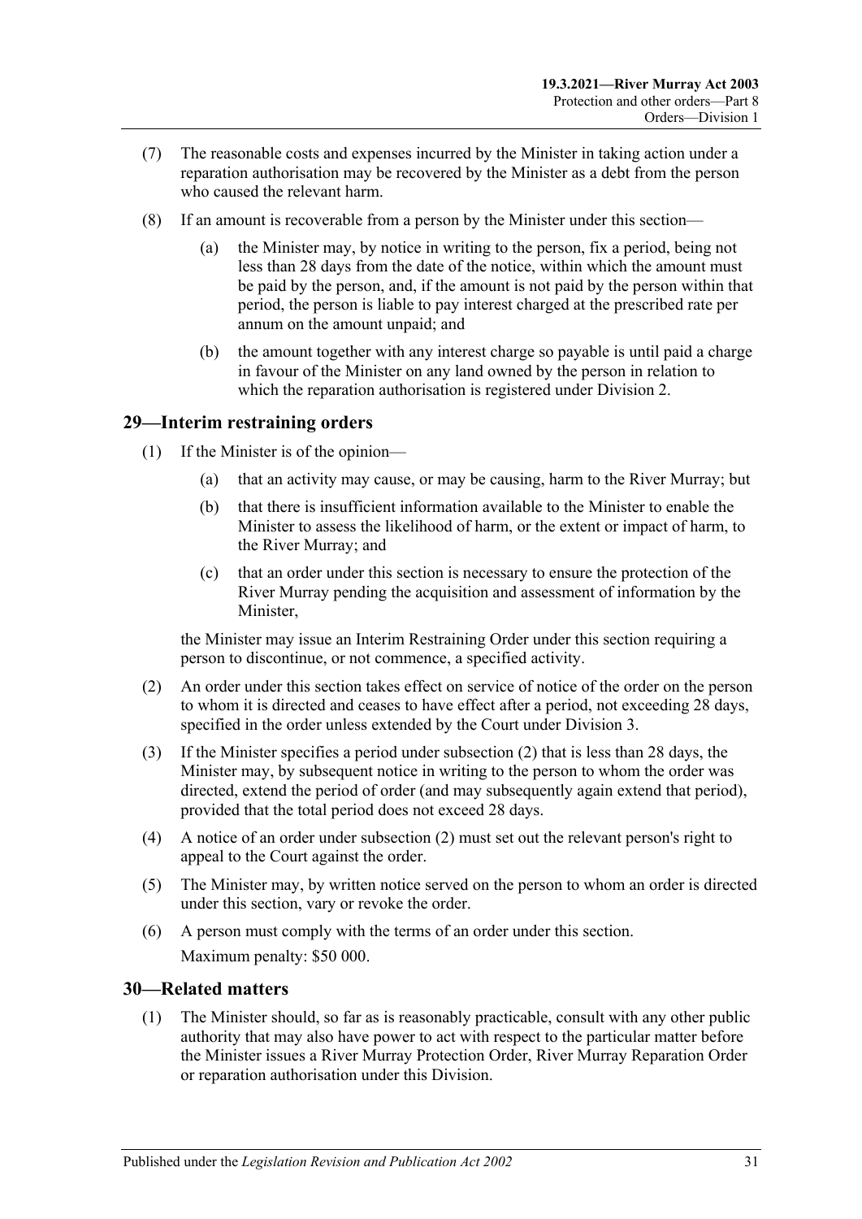(7) The reasonable costs and expenses incurred by the Minister in taking action under a reparation authorisation may be recovered by the Minister as a debt from the person who caused the relevant harm.

(8) If an amount is recoverable from a person by the Minister under this section—

(a) the Minister may, by notice in writing to the person, fix a period, being not less than 28 days from the date of the notice, within which the amount must be paid by the person, and, if the amount is not paid by the person within that period, the person is liable to pay interest charged at the prescribed rate per annum on the amount unpaid; and

(b) the amount together with any interest charge so payable is until paid a charge in favour of the Minister on any land owned by the person in relation to which the reparation authorisation is registered under Division 2.

## 29—Interim restraining orders

(1) If the Minister is of the opinion—

(a) that an activity may cause, or may be causing, harm to the River Murray; but

(b) that there is insufficient information available to the Minister to enable the Minister to assess the likelihood of harm, or the extent or impact of harm, to the River Murray; and

(c) that an order under this section is necessary to ensure the protection of the River Murray pending the acquisition and assessment of information by the Minister,

the Minister may issue an Interim Restraining Order under this section requiring a person to discontinue, or not commence, a specified activity.

(2) An order under this section takes effect on service of notice of the order on the person to whom it is directed and ceases to have effect after a period, not exceeding 28 days, specified in the order unless extended by the Court under Division 3.

(3) If the Minister specifies a period under subsection (2) that is less than 28 days, the Minister may, by subsequent notice in writing to the person to whom the order was directed, extend the period of order (and may subsequently again extend that period), provided that the total period does not exceed 28 days.

(4) A notice of an order under subsection (2) must set out the relevant person's right to appeal to the Court against the order.

(5) The Minister may, by written notice served on the person to whom an order is directed under this section, vary or revoke the order.

(6) A person must comply with the terms of an order under this section.

Maximum penalty: $50 000.

## 30—Related matters

(1) The Minister should, so far as is reasonably practicable, consult with any other public authority that may also have power to act with respect to the particular matter before the Minister issues a River Murray Protection Order, River Murray Reparation Order or reparation authorisation under this Division.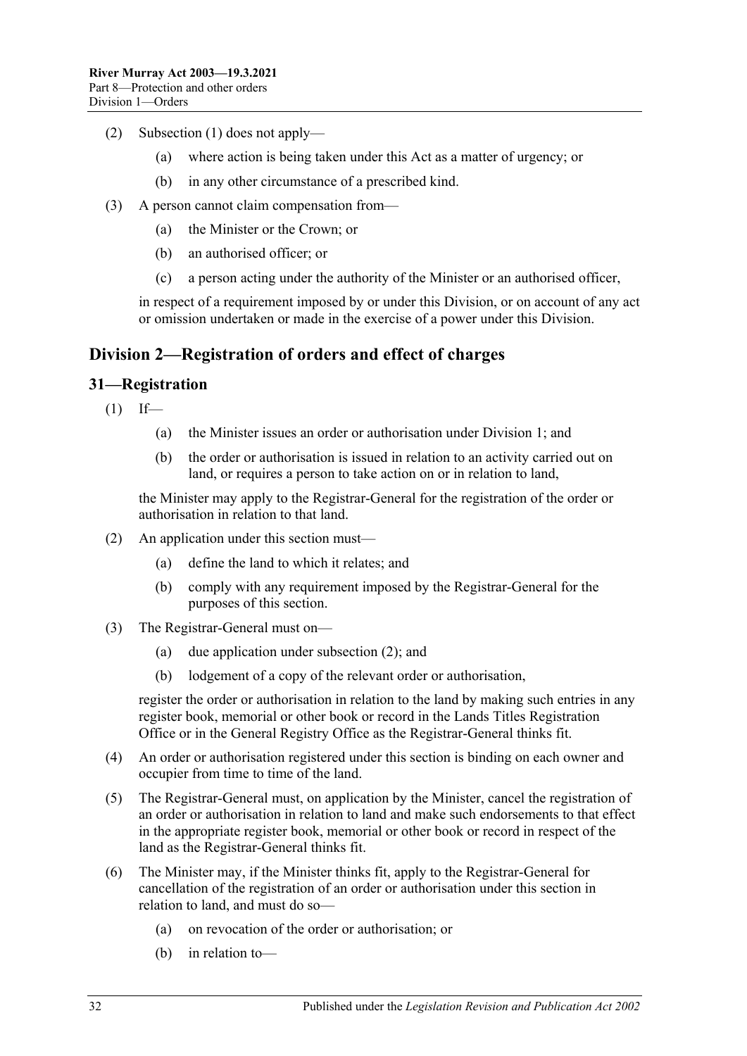(2) Subsection (1) does not apply—

  (a) where action is being taken under this Act as a matter of urgency; or

  (b) in any other circumstance of a prescribed kind.

(3) A person cannot claim compensation from—

  (a) the Minister or the Crown; or

  (b) an authorised officer; or

  (c) a person acting under the authority of the Minister or an authorised officer,

in respect of a requirement imposed by or under this Division, or on account of any act or omission undertaken or made in the exercise of a power under this Division.

## Division 2—Registration of orders and effect of charges

### 31—Registration

(1) If—

  (a) the Minister issues an order or authorisation under Division 1; and

  (b) the order or authorisation is issued in relation to an activity carried out on land, or requires a person to take action on or in relation to land,

the Minister may apply to the Registrar-General for the registration of the order or authorisation in relation to that land.

(2) An application under this section must—

  (a) define the land to which it relates; and

  (b) comply with any requirement imposed by the Registrar-General for the purposes of this section.

(3) The Registrar-General must on—

  (a) due application under subsection (2); and

  (b) lodgement of a copy of the relevant order or authorisation,

register the order or authorisation in relation to the land by making such entries in any register book, memorial or other book or record in the Lands Titles Registration Office or in the General Registry Office as the Registrar-General thinks fit.

(4) An order or authorisation registered under this section is binding on each owner and occupier from time to time of the land.

(5) The Registrar-General must, on application by the Minister, cancel the registration of an order or authorisation in relation to land and make such endorsements to that effect in the appropriate register book, memorial or other book or record in respect of the land as the Registrar-General thinks fit.

(6) The Minister may, if the Minister thinks fit, apply to the Registrar-General for cancellation of the registration of an order or authorisation under this section in relation to land, and must do so—

  (a) on revocation of the order or authorisation; or

  (b) in relation to—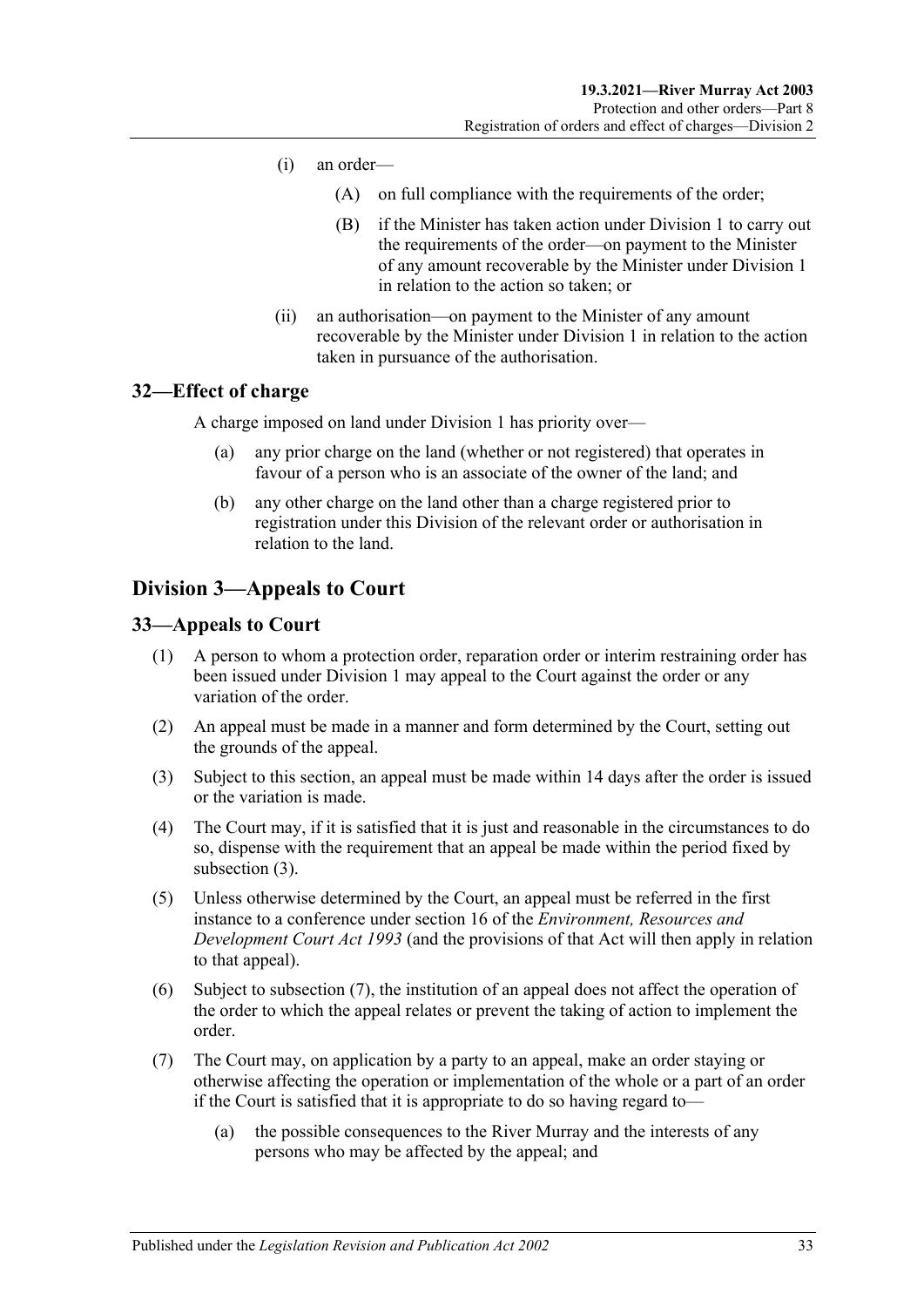(i) an order—

(A) on full compliance with the requirements of the order;

(B) if the Minister has taken action under Division 1 to carry out the requirements of the order—on payment to the Minister of any amount recoverable by the Minister under Division 1 in relation to the action so taken; or

(ii) an authorisation—on payment to the Minister of any amount recoverable by the Minister under Division 1 in relation to the action taken in pursuance of the authorisation.

## 32—Effect of charge

A charge imposed on land under Division 1 has priority over—

(a) any prior charge on the land (whether or not registered) that operates in favour of a person who is an associate of the owner of the land; and

(b) any other charge on the land other than a charge registered prior to registration under this Division of the relevant order or authorisation in relation to the land.

# Division 3—Appeals to Court

## 33—Appeals to Court

(1) A person to whom a protection order, reparation order or interim restraining order has been issued under Division 1 may appeal to the Court against the order or any variation of the order.

(2) An appeal must be made in a manner and form determined by the Court, setting out the grounds of the appeal.

(3) Subject to this section, an appeal must be made within 14 days after the order is issued or the variation is made.

(4) The Court may, if it is satisfied that it is just and reasonable in the circumstances to do so, dispense with the requirement that an appeal be made within the period fixed by subsection (3).

(5) Unless otherwise determined by the Court, an appeal must be referred in the first instance to a conference under section 16 of the *Environment, Resources and Development Court Act 1993* (and the provisions of that Act will then apply in relation to that appeal).

(6) Subject to subsection (7), the institution of an appeal does not affect the operation of the order to which the appeal relates or prevent the taking of action to implement the order.

(7) The Court may, on application by a party to an appeal, make an order staying or otherwise affecting the operation or implementation of the whole or a part of an order if the Court is satisfied that it is appropriate to do so having regard to—

(a) the possible consequences to the River Murray and the interests of any persons who may be affected by the appeal; and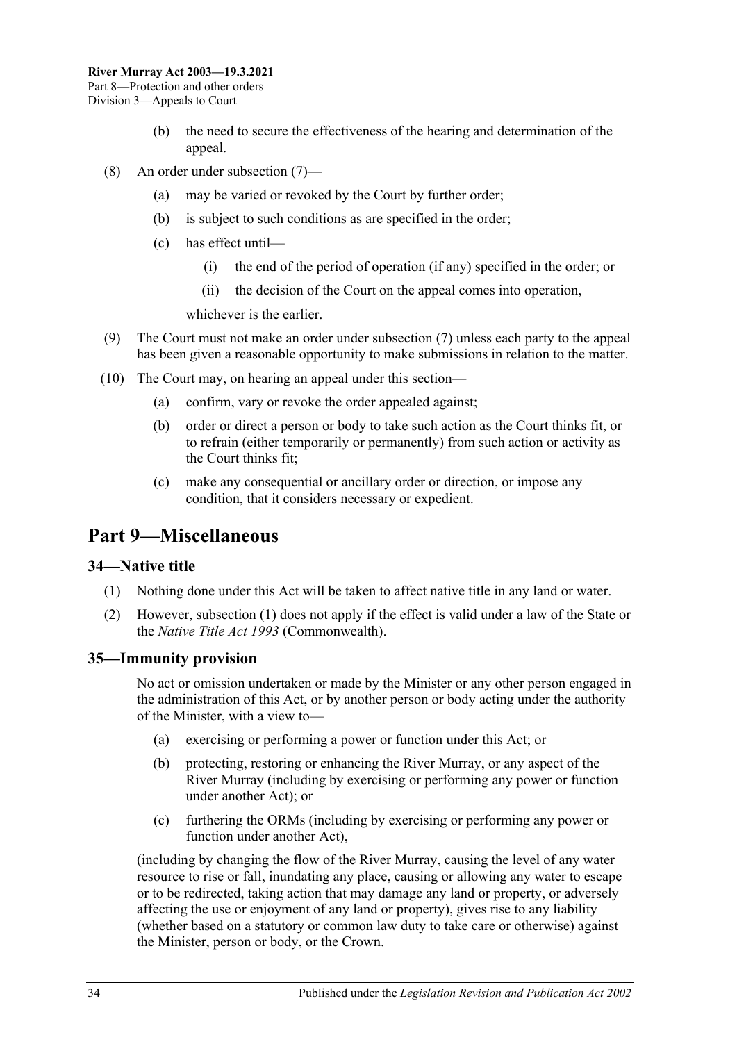(b) the need to secure the effectiveness of the hearing and determination of the appeal.

(8) An order under subsection (7)—

(a) may be varied or revoked by the Court by further order;

(b) is subject to such conditions as are specified in the order;

(c) has effect until—

(i) the end of the period of operation (if any) specified in the order; or

(ii) the decision of the Court on the appeal comes into operation,

whichever is the earlier.

(9) The Court must not make an order under subsection (7) unless each party to the appeal has been given a reasonable opportunity to make submissions in relation to the matter.

(10) The Court may, on hearing an appeal under this section—

(a) confirm, vary or revoke the order appealed against;

(b) order or direct a person or body to take such action as the Court thinks fit, or to refrain (either temporarily or permanently) from such action or activity as the Court thinks fit;

(c) make any consequential or ancillary order or direction, or impose any condition, that it considers necessary or expedient.

# Part 9—Miscellaneous

## 34—Native title

(1) Nothing done under this Act will be taken to affect native title in any land or water.

(2) However, subsection (1) does not apply if the effect is valid under a law of the State or the *Native Title Act 1993* (Commonwealth).

## 35—Immunity provision

No act or omission undertaken or made by the Minister or any other person engaged in the administration of this Act, or by another person or body acting under the authority of the Minister, with a view to—

(a) exercising or performing a power or function under this Act; or

(b) protecting, restoring or enhancing the River Murray, or any aspect of the River Murray (including by exercising or performing any power or function under another Act); or

(c) furthering the ORMs (including by exercising or performing any power or function under another Act),

(including by changing the flow of the River Murray, causing the level of any water resource to rise or fall, inundating any place, causing or allowing any water to escape or to be redirected, taking action that may damage any land or property, or adversely affecting the use or enjoyment of any land or property), gives rise to any liability (whether based on a statutory or common law duty to take care or otherwise) against the Minister, person or body, or the Crown.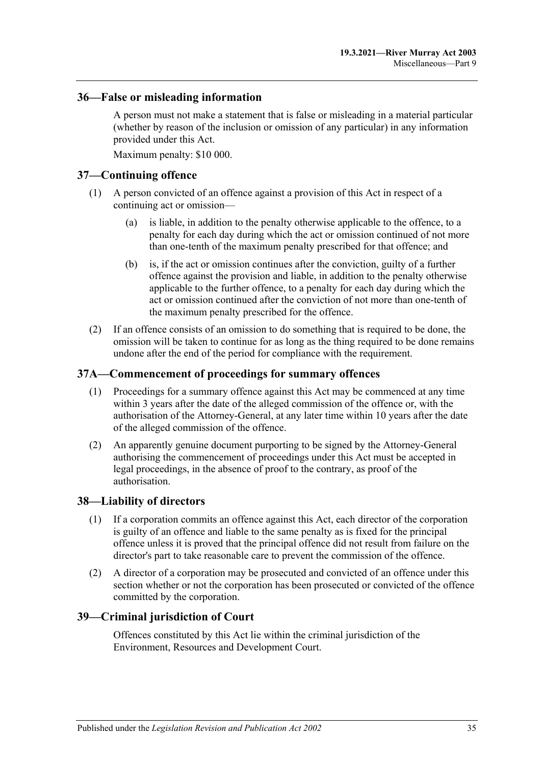## 36—False or misleading information

A person must not make a statement that is false or misleading in a material particular (whether by reason of the inclusion or omission of any particular) in any information provided under this Act.

Maximum penalty: $10 000.

## 37—Continuing offence

(1) A person convicted of an offence against a provision of this Act in respect of a continuing act or omission—

(a) is liable, in addition to the penalty otherwise applicable to the offence, to a penalty for each day during which the act or omission continued of not more than one-tenth of the maximum penalty prescribed for that offence; and

(b) is, if the act or omission continues after the conviction, guilty of a further offence against the provision and liable, in addition to the penalty otherwise applicable to the further offence, to a penalty for each day during which the act or omission continued after the conviction of not more than one-tenth of the maximum penalty prescribed for the offence.

(2) If an offence consists of an omission to do something that is required to be done, the omission will be taken to continue for as long as the thing required to be done remains undone after the end of the period for compliance with the requirement.

## 37A—Commencement of proceedings for summary offences

(1) Proceedings for a summary offence against this Act may be commenced at any time within 3 years after the date of the alleged commission of the offence or, with the authorisation of the Attorney-General, at any later time within 10 years after the date of the alleged commission of the offence.

(2) An apparently genuine document purporting to be signed by the Attorney-General authorising the commencement of proceedings under this Act must be accepted in legal proceedings, in the absence of proof to the contrary, as proof of the authorisation.

## 38—Liability of directors

(1) If a corporation commits an offence against this Act, each director of the corporation is guilty of an offence and liable to the same penalty as is fixed for the principal offence unless it is proved that the principal offence did not result from failure on the director's part to take reasonable care to prevent the commission of the offence.

(2) A director of a corporation may be prosecuted and convicted of an offence under this section whether or not the corporation has been prosecuted or convicted of the offence committed by the corporation.

## 39—Criminal jurisdiction of Court

Offences constituted by this Act lie within the criminal jurisdiction of the Environment, Resources and Development Court.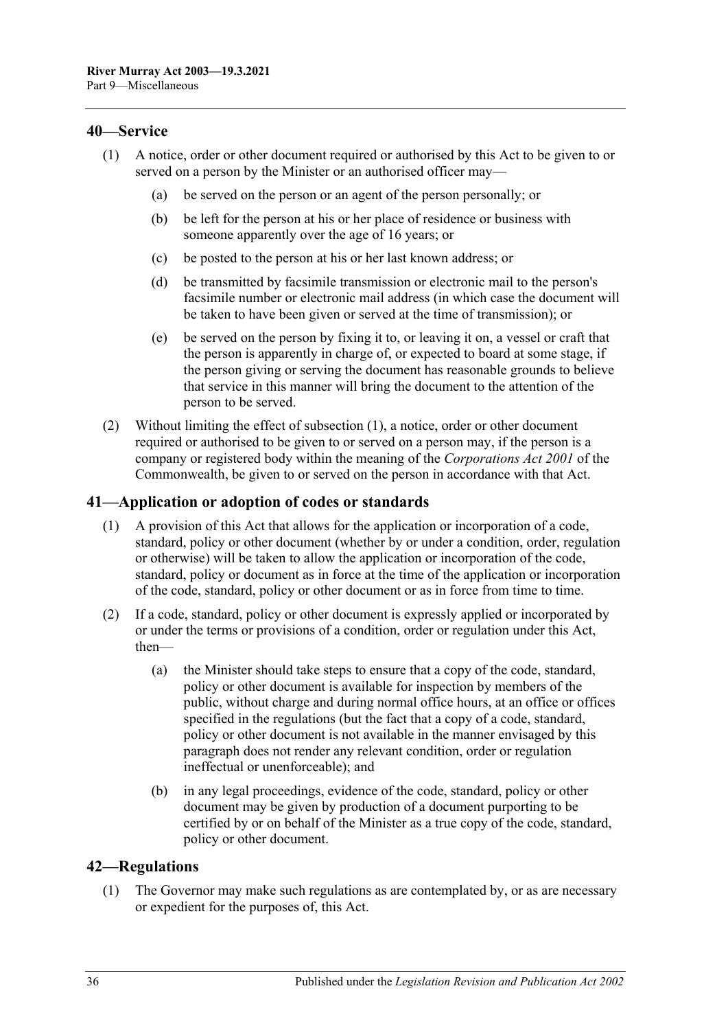## 40—Service

(1) A notice, order or other document required or authorised by this Act to be given to or served on a person by the Minister or an authorised officer may—

(a) be served on the person or an agent of the person personally; or

(b) be left for the person at his or her place of residence or business with someone apparently over the age of 16 years; or

(c) be posted to the person at his or her last known address; or

(d) be transmitted by facsimile transmission or electronic mail to the person's facsimile number or electronic mail address (in which case the document will be taken to have been given or served at the time of transmission); or

(e) be served on the person by fixing it to, or leaving it on, a vessel or craft that the person is apparently in charge of, or expected to board at some stage, if the person giving or serving the document has reasonable grounds to believe that service in this manner will bring the document to the attention of the person to be served.

(2) Without limiting the effect of subsection (1), a notice, order or other document required or authorised to be given to or served on a person may, if the person is a company or registered body within the meaning of the *Corporations Act 2001* of the Commonwealth, be given to or served on the person in accordance with that Act.

## 41—Application or adoption of codes or standards

(1) A provision of this Act that allows for the application or incorporation of a code, standard, policy or other document (whether by or under a condition, order, regulation or otherwise) will be taken to allow the application or incorporation of the code, standard, policy or document as in force at the time of the application or incorporation of the code, standard, policy or other document or as in force from time to time.

(2) If a code, standard, policy or other document is expressly applied or incorporated by or under the terms or provisions of a condition, order or regulation under this Act, then—

(a) the Minister should take steps to ensure that a copy of the code, standard, policy or other document is available for inspection by members of the public, without charge and during normal office hours, at an office or offices specified in the regulations (but the fact that a copy of a code, standard, policy or other document is not available in the manner envisaged by this paragraph does not render any relevant condition, order or regulation ineffectual or unenforceable); and

(b) in any legal proceedings, evidence of the code, standard, policy or other document may be given by production of a document purporting to be certified by or on behalf of the Minister as a true copy of the code, standard, policy or other document.

## 42—Regulations

(1) The Governor may make such regulations as are contemplated by, or as are necessary or expedient for the purposes of, this Act.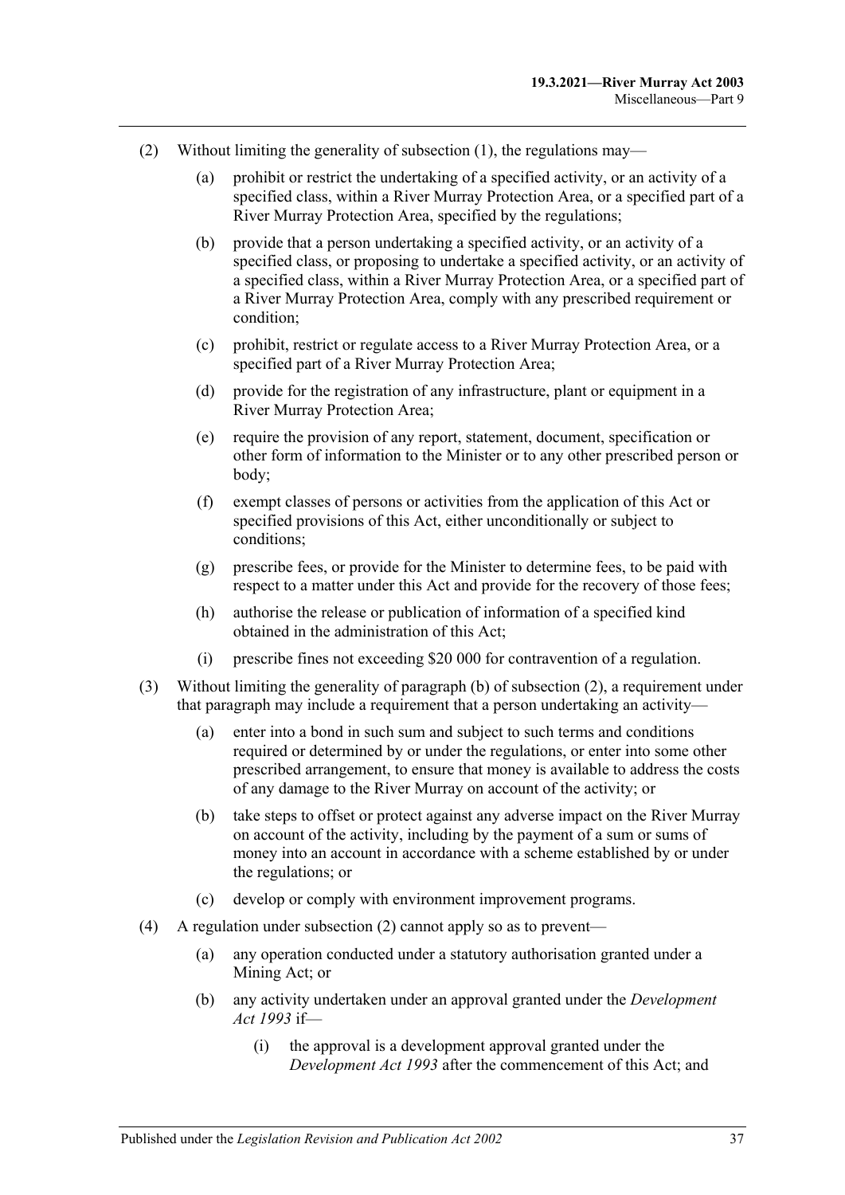(2) Without limiting the generality of subsection (1), the regulations may—

(a) prohibit or restrict the undertaking of a specified activity, or an activity of a specified class, within a River Murray Protection Area, or a specified part of a River Murray Protection Area, specified by the regulations;

(b) provide that a person undertaking a specified activity, or an activity of a specified class, or proposing to undertake a specified activity, or an activity of a specified class, within a River Murray Protection Area, or a specified part of a River Murray Protection Area, comply with any prescribed requirement or condition;

(c) prohibit, restrict or regulate access to a River Murray Protection Area, or a specified part of a River Murray Protection Area;

(d) provide for the registration of any infrastructure, plant or equipment in a River Murray Protection Area;

(e) require the provision of any report, statement, document, specification or other form of information to the Minister or to any other prescribed person or body;

(f) exempt classes of persons or activities from the application of this Act or specified provisions of this Act, either unconditionally or subject to conditions;

(g) prescribe fees, or provide for the Minister to determine fees, to be paid with respect to a matter under this Act and provide for the recovery of those fees;

(h) authorise the release or publication of information of a specified kind obtained in the administration of this Act;

(i) prescribe fines not exceeding $20 000 for contravention of a regulation.

(3) Without limiting the generality of paragraph (b) of subsection (2), a requirement under that paragraph may include a requirement that a person undertaking an activity—

(a) enter into a bond in such sum and subject to such terms and conditions required or determined by or under the regulations, or enter into some other prescribed arrangement, to ensure that money is available to address the costs of any damage to the River Murray on account of the activity; or

(b) take steps to offset or protect against any adverse impact on the River Murray on account of the activity, including by the payment of a sum or sums of money into an account in accordance with a scheme established by or under the regulations; or

(c) develop or comply with environment improvement programs.

(4) A regulation under subsection (2) cannot apply so as to prevent—

(a) any operation conducted under a statutory authorisation granted under a Mining Act; or

(b) any activity undertaken under an approval granted under the *Development Act 1993* if—

(i) the approval is a development approval granted under the *Development Act 1993* after the commencement of this Act; and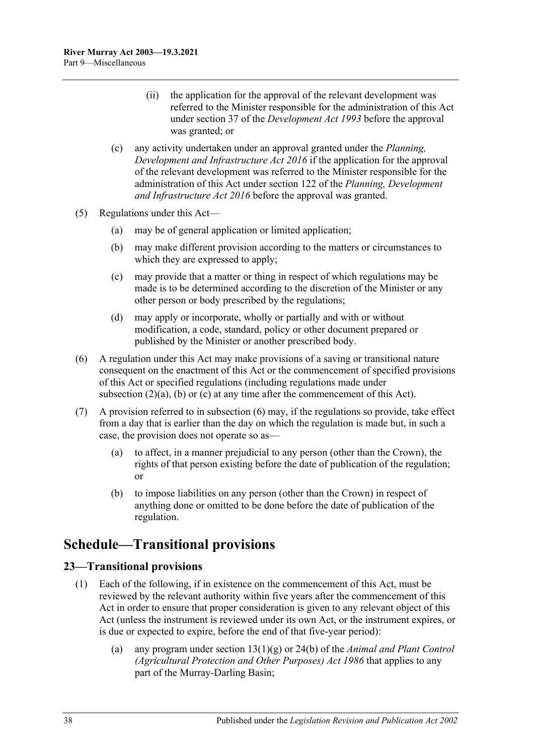(ii) the application for the approval of the relevant development was referred to the Minister responsible for the administration of this Act under section 37 of the *Development Act 1993* before the approval was granted; or

(c) any activity undertaken under an approval granted under the *Planning, Development and Infrastructure Act 2016* if the application for the approval of the relevant development was referred to the Minister responsible for the administration of this Act under section 122 of the *Planning, Development and Infrastructure Act 2016* before the approval was granted.

(5) Regulations under this Act—

(a) may be of general application or limited application;

(b) may make different provision according to the matters or circumstances to which they are expressed to apply;

(c) may provide that a matter or thing in respect of which regulations may be made is to be determined according to the discretion of the Minister or any other person or body prescribed by the regulations;

(d) may apply or incorporate, wholly or partially and with or without modification, a code, standard, policy or other document prepared or published by the Minister or another prescribed body.

(6) A regulation under this Act may make provisions of a saving or transitional nature consequent on the enactment of this Act or the commencement of specified provisions of this Act or specified regulations (including regulations made under subsection (2)(a), (b) or (c) at any time after the commencement of this Act).

(7) A provision referred to in subsection (6) may, if the regulations so provide, take effect from a day that is earlier than the day on which the regulation is made but, in such a case, the provision does not operate so as—

(a) to affect, in a manner prejudicial to any person (other than the Crown), the rights of that person existing before the date of publication of the regulation; or

(b) to impose liabilities on any person (other than the Crown) in respect of anything done or omitted to be done before the date of publication of the regulation.

# Schedule—Transitional provisions

## 23—Transitional provisions

(1) Each of the following, if in existence on the commencement of this Act, must be reviewed by the relevant authority within five years after the commencement of this Act in order to ensure that proper consideration is given to any relevant object of this Act (unless the instrument is reviewed under its own Act, or the instrument expires, or is due or expected to expire, before the end of that five-year period):

(a) any program under section 13(1)(g) or 24(b) of the *Animal and Plant Control (Agricultural Protection and Other Purposes) Act 1986* that applies to any part of the Murray-Darling Basin;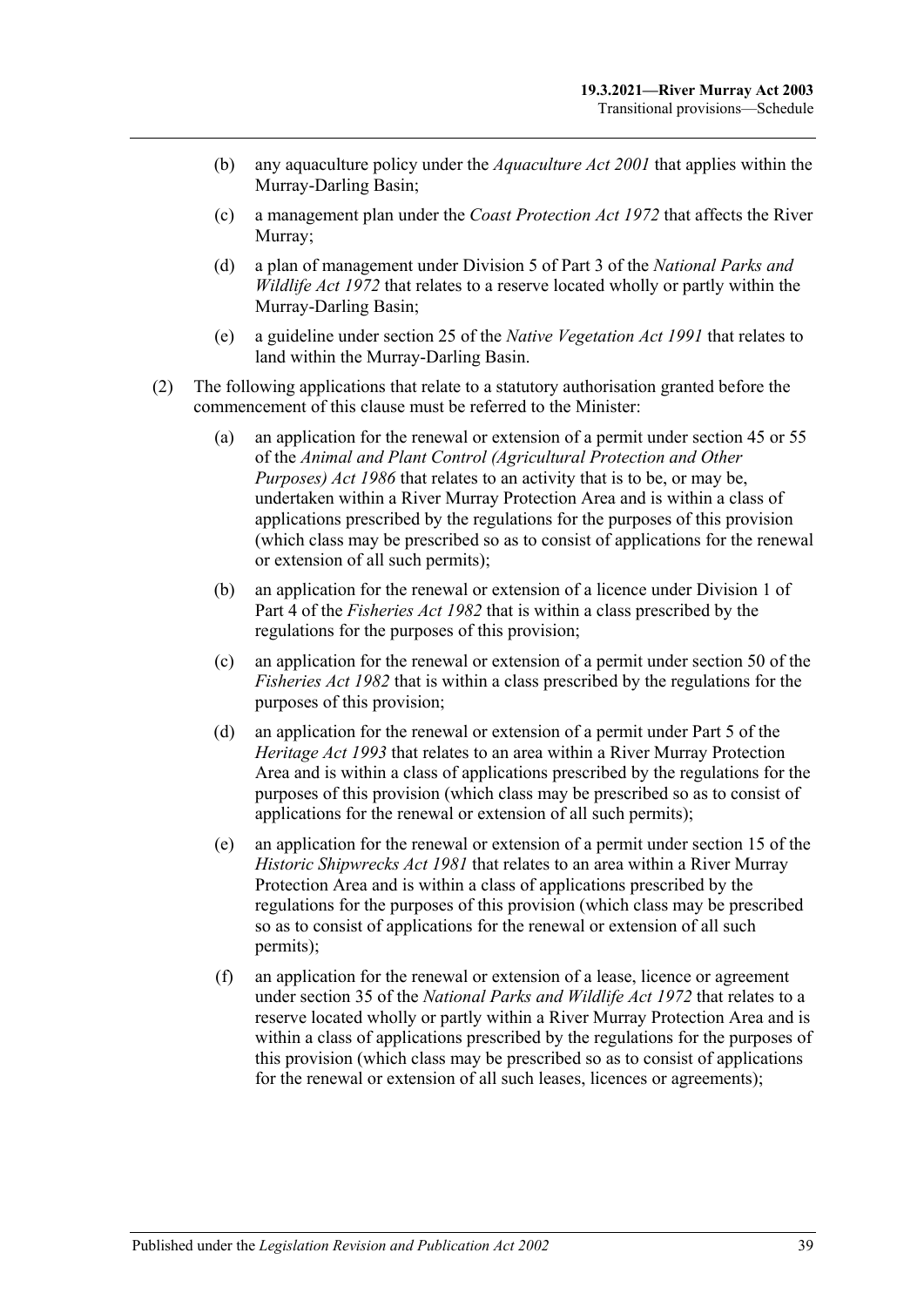(b) any aquaculture policy under the *Aquaculture Act 2001* that applies within the Murray-Darling Basin;

(c) a management plan under the *Coast Protection Act 1972* that affects the River Murray;

(d) a plan of management under Division 5 of Part 3 of the *National Parks and Wildlife Act 1972* that relates to a reserve located wholly or partly within the Murray-Darling Basin;

(e) a guideline under section 25 of the *Native Vegetation Act 1991* that relates to land within the Murray-Darling Basin.

(2) The following applications that relate to a statutory authorisation granted before the commencement of this clause must be referred to the Minister:

(a) an application for the renewal or extension of a permit under section 45 or 55 of the *Animal and Plant Control (Agricultural Protection and Other Purposes) Act 1986* that relates to an activity that is to be, or may be, undertaken within a River Murray Protection Area and is within a class of applications prescribed by the regulations for the purposes of this provision (which class may be prescribed so as to consist of applications for the renewal or extension of all such permits);

(b) an application for the renewal or extension of a licence under Division 1 of Part 4 of the *Fisheries Act 1982* that is within a class prescribed by the regulations for the purposes of this provision;

(c) an application for the renewal or extension of a permit under section 50 of the *Fisheries Act 1982* that is within a class prescribed by the regulations for the purposes of this provision;

(d) an application for the renewal or extension of a permit under Part 5 of the *Heritage Act 1993* that relates to an area within a River Murray Protection Area and is within a class of applications prescribed by the regulations for the purposes of this provision (which class may be prescribed so as to consist of applications for the renewal or extension of all such permits);

(e) an application for the renewal or extension of a permit under section 15 of the *Historic Shipwrecks Act 1981* that relates to an area within a River Murray Protection Area and is within a class of applications prescribed by the regulations for the purposes of this provision (which class may be prescribed so as to consist of applications for the renewal or extension of all such permits);

(f) an application for the renewal or extension of a lease, licence or agreement under section 35 of the *National Parks and Wildlife Act 1972* that relates to a reserve located wholly or partly within a River Murray Protection Area and is within a class of applications prescribed by the regulations for the purposes of this provision (which class may be prescribed so as to consist of applications for the renewal or extension of all such leases, licences or agreements);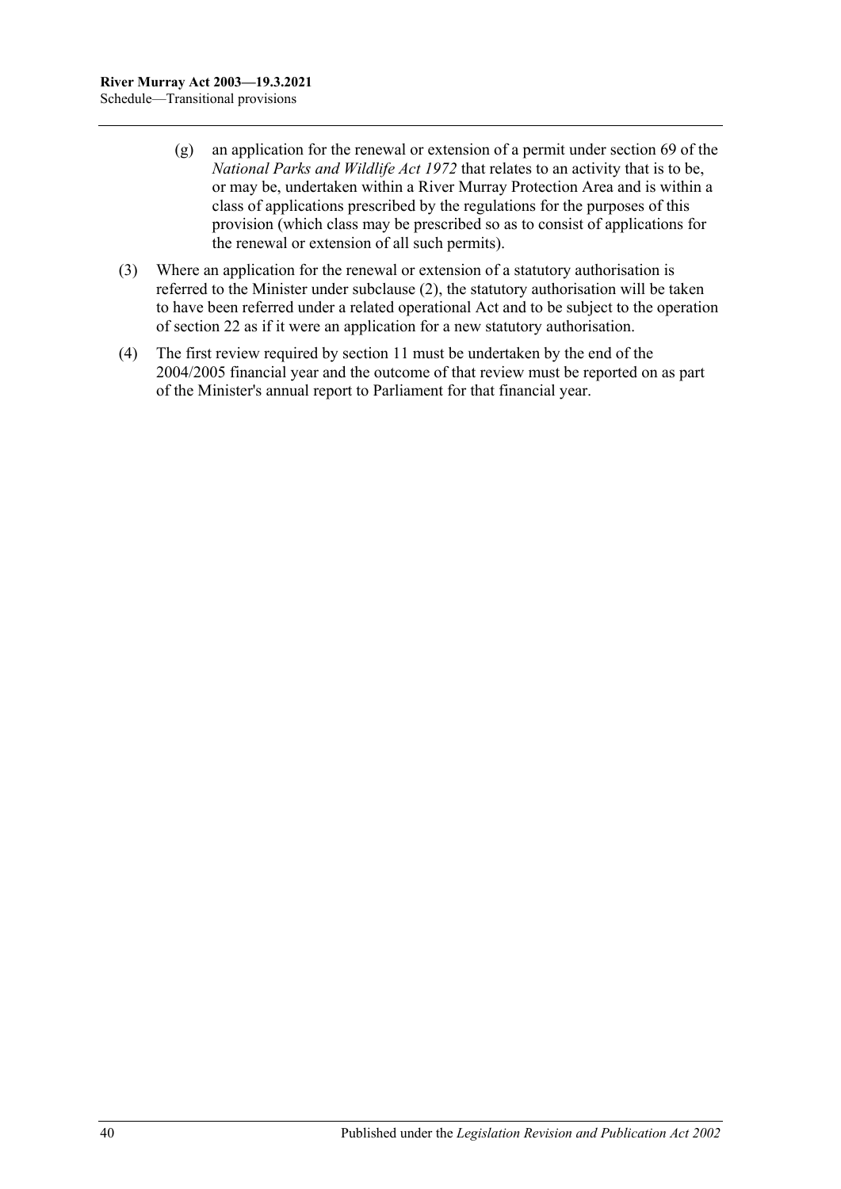(g) an application for the renewal or extension of a permit under section 69 of the *National Parks and Wildlife Act 1972* that relates to an activity that is to be, or may be, undertaken within a River Murray Protection Area and is within a class of applications prescribed by the regulations for the purposes of this provision (which class may be prescribed so as to consist of applications for the renewal or extension of all such permits).

(3) Where an application for the renewal or extension of a statutory authorisation is referred to the Minister under subclause (2), the statutory authorisation will be taken to have been referred under a related operational Act and to be subject to the operation of section 22 as if it were an application for a new statutory authorisation.

(4) The first review required by section 11 must be undertaken by the end of the 2004/2005 financial year and the outcome of that review must be reported on as part of the Minister's annual report to Parliament for that financial year.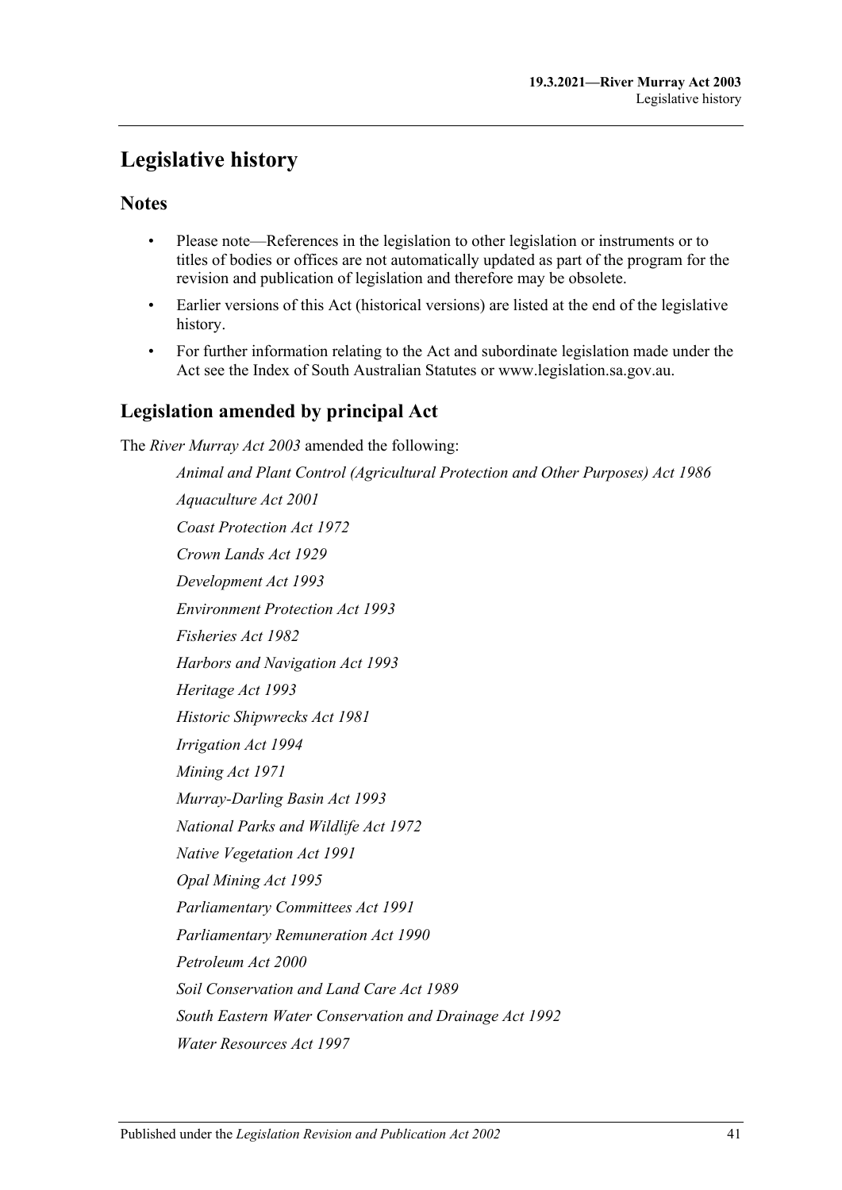# Legislative history

## Notes

- Please note—References in the legislation to other legislation or instruments or to titles of bodies or offices are not automatically updated as part of the program for the revision and publication of legislation and therefore may be obsolete.
- Earlier versions of this Act (historical versions) are listed at the end of the legislative history.
- For further information relating to the Act and subordinate legislation made under the Act see the Index of South Australian Statutes or www.legislation.sa.gov.au.

## Legislation amended by principal Act

The *River Murray Act 2003* amended the following:

*Animal and Plant Control (Agricultural Protection and Other Purposes) Act 1986*

*Aquaculture Act 2001*

*Coast Protection Act 1972*

*Crown Lands Act 1929*

*Development Act 1993*

*Environment Protection Act 1993*

*Fisheries Act 1982*

*Harbors and Navigation Act 1993*

*Heritage Act 1993*

*Historic Shipwrecks Act 1981*

*Irrigation Act 1994*

*Mining Act 1971*

*Murray-Darling Basin Act 1993*

*National Parks and Wildlife Act 1972*

*Native Vegetation Act 1991*

*Opal Mining Act 1995*

*Parliamentary Committees Act 1991*

*Parliamentary Remuneration Act 1990*

*Petroleum Act 2000*

*Soil Conservation and Land Care Act 1989*

*South Eastern Water Conservation and Drainage Act 1992*

*Water Resources Act 1997*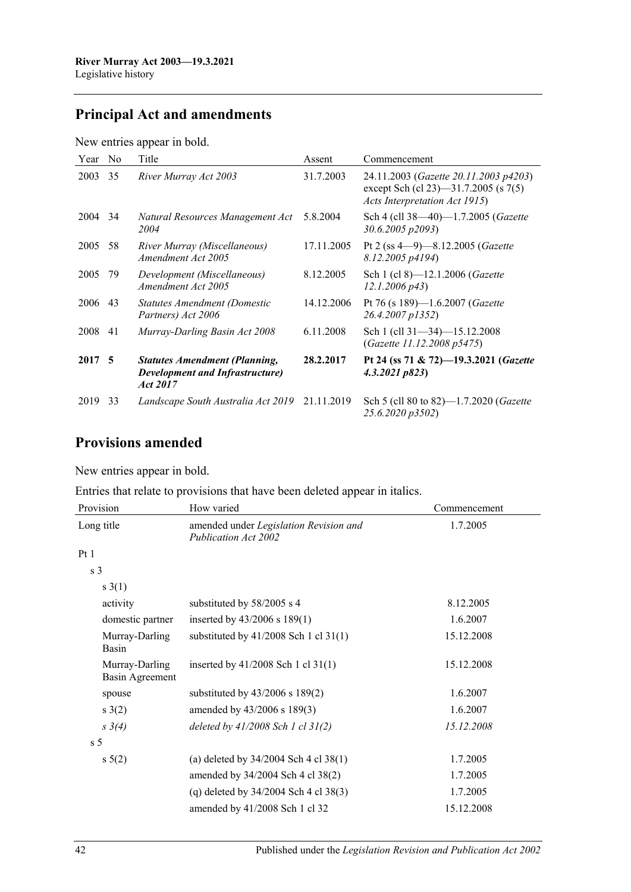## Principal Act and amendments

New entries appear in bold.

| Year | No | Title | Assent | Commencement |
|---|---|---|---|---|
| 2003 | 35 | *River Murray Act 2003* | 31.7.2003 | 24.11.2003 (*Gazette 20.11.2003 p4203*) except Sch (cl 23)—31.7.2005 (s 7(5) *Acts Interpretation Act 1915*) |
| 2004 | 34 | *Natural Resources Management Act 2004* | 5.8.2004 | Sch 4 (cll 38—40)—1.7.2005 (*Gazette 30.6.2005 p2093*) |
| 2005 | 58 | *River Murray (Miscellaneous) Amendment Act 2005* | 17.11.2005 | Pt 2 (ss 4—9)—8.12.2005 (*Gazette 8.12.2005 p4194*) |
| 2005 | 79 | *Development (Miscellaneous) Amendment Act 2005* | 8.12.2005 | Sch 1 (cl 8)—12.1.2006 (*Gazette 12.1.2006 p43*) |
| 2006 | 43 | *Statutes Amendment (Domestic Partners) Act 2006* | 14.12.2006 | Pt 76 (s 189)—1.6.2007 (*Gazette 26.4.2007 p1352*) |
| 2008 | 41 | *Murray-Darling Basin Act 2008* | 6.11.2008 | Sch 1 (cll 31—34)—15.12.2008 (*Gazette 11.12.2008 p5475*) |
| **2017** | **5** | ***Statutes Amendment (Planning, Development and Infrastructure) Act 2017*** | **28.2.2017** | **Pt 24 (ss 71 & 72)—19.3.2021 (*Gazette 4.3.2021 p823*)** |
| 2019 | 33 | *Landscape South Australia Act 2019* | 21.11.2019 | Sch 5 (cll 80 to 82)—1.7.2020 (*Gazette 25.6.2020 p3502*) |

## Provisions amended

New entries appear in bold.

Entries that relate to provisions that have been deleted appear in italics.

| Provision | How varied | Commencement |
|---|---|---|
| Long title | amended under *Legislation Revision and Publication Act 2002* | 1.7.2005 |
| Pt 1 | | |
| s 3 | | |
| s 3(1) | | |
| activity | substituted by 58/2005 s 4 | 8.12.2005 |
| domestic partner | inserted by 43/2006 s 189(1) | 1.6.2007 |
| Murray-Darling Basin | substituted by 41/2008 Sch 1 cl 31(1) | 15.12.2008 |
| Murray-Darling Basin Agreement | inserted by 41/2008 Sch 1 cl 31(1) | 15.12.2008 |
| spouse | substituted by 43/2006 s 189(2) | 1.6.2007 |
| s 3(2) | amended by 43/2006 s 189(3) | 1.6.2007 |
| *s 3(4)* | *deleted by 41/2008 Sch 1 cl 31(2)* | *15.12.2008* |
| s 5 | | |
| s 5(2) | (a) deleted by 34/2004 Sch 4 cl 38(1) | 1.7.2005 |
| | amended by 34/2004 Sch 4 cl 38(2) | 1.7.2005 |
| | (q) deleted by 34/2004 Sch 4 cl 38(3) | 1.7.2005 |
| | amended by 41/2008 Sch 1 cl 32 | 15.12.2008 |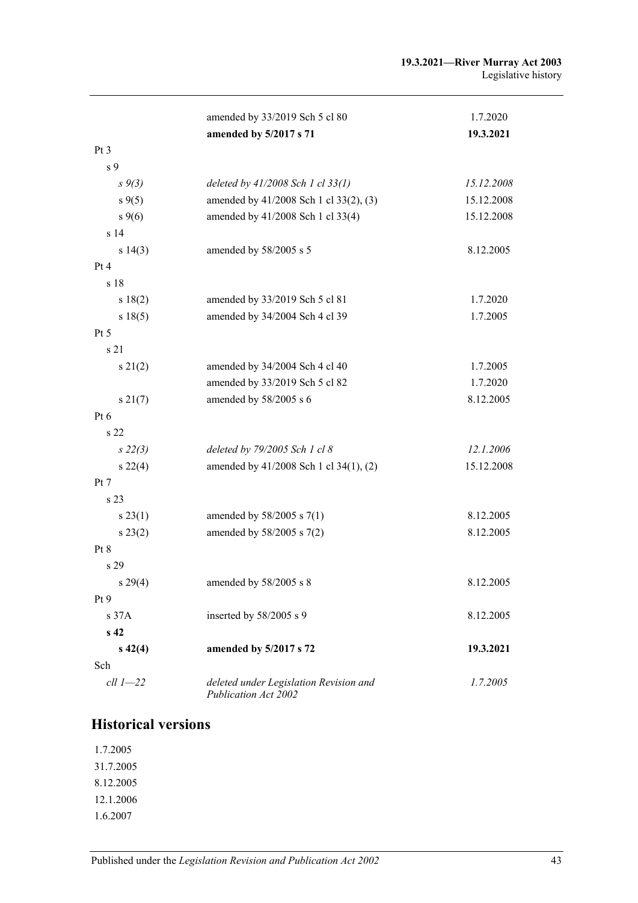| | | |
|---|---|---|
| | amended by 33/2019 Sch 5 cl 80 | 1.7.2020 |
| | **amended by 5/2017 s 71** | **19.3.2021** |
| Pt 3 | | |
| s 9 | | |
| *s 9(3)* | *deleted by 41/2008 Sch 1 cl 33(1)* | *15.12.2008* |
| s 9(5) | amended by 41/2008 Sch 1 cl 33(2), (3) | 15.12.2008 |
| s 9(6) | amended by 41/2008 Sch 1 cl 33(4) | 15.12.2008 |
| s 14 | | |
| s 14(3) | amended by 58/2005 s 5 | 8.12.2005 |
| Pt 4 | | |
| s 18 | | |
| s 18(2) | amended by 33/2019 Sch 5 cl 81 | 1.7.2020 |
| s 18(5) | amended by 34/2004 Sch 4 cl 39 | 1.7.2005 |
| Pt 5 | | |
| s 21 | | |
| s 21(2) | amended by 34/2004 Sch 4 cl 40 | 1.7.2005 |
| | amended by 33/2019 Sch 5 cl 82 | 1.7.2020 |
| s 21(7) | amended by 58/2005 s 6 | 8.12.2005 |
| Pt 6 | | |
| s 22 | | |
| *s 22(3)* | *deleted by 79/2005 Sch 1 cl 8* | *12.1.2006* |
| s 22(4) | amended by 41/2008 Sch 1 cl 34(1), (2) | 15.12.2008 |
| Pt 7 | | |
| s 23 | | |
| s 23(1) | amended by 58/2005 s 7(1) | 8.12.2005 |
| s 23(2) | amended by 58/2005 s 7(2) | 8.12.2005 |
| Pt 8 | | |
| s 29 | | |
| s 29(4) | amended by 58/2005 s 8 | 8.12.2005 |
| Pt 9 | | |
| s 37A | inserted by 58/2005 s 9 | 8.12.2005 |
| **s 42** | | |
| **s 42(4)** | **amended by 5/2017 s 72** | **19.3.2021** |
| Sch | | |
| *cll 1—22* | *deleted under Legislation Revision and Publication Act 2002* | *1.7.2005* |

## Historical versions

1.7.2005
31.7.2005
8.12.2005
12.1.2006
1.6.2007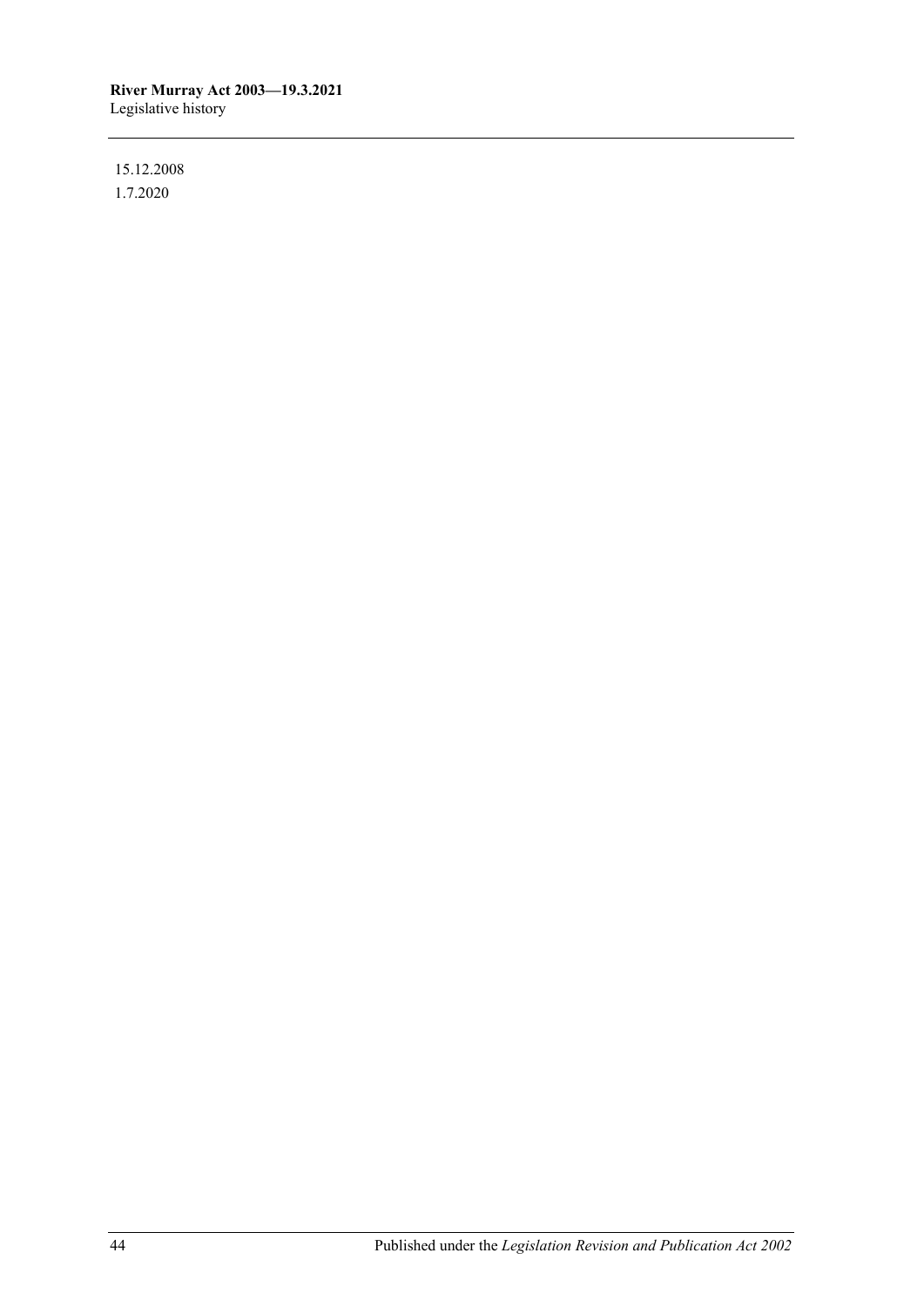15.12.2008

1.7.2020